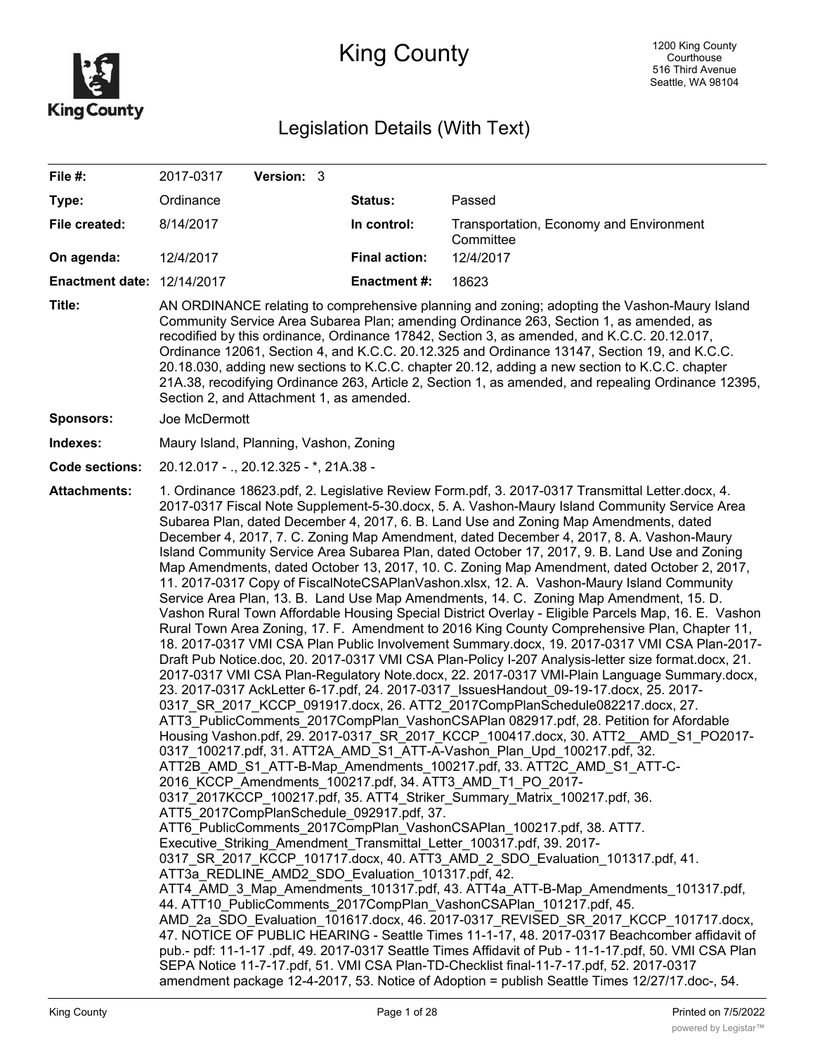# King County

1200 King County Courthouse
516 Third Avenue
Seattle, WA 98104

## Legislation Details (With Text)

| | | | |
|---|---|---|---|
| **File #:** | 2017-0317 **Version:** 3 | | |
| **Type:** | Ordinance | **Status:** | Passed |
| **File created:** | 8/14/2017 | **In control:** | Transportation, Economy and Environment Committee |
| **On agenda:** | 12/4/2017 | **Final action:** | 12/4/2017 |
| **Enactment date:** | 12/14/2017 | **Enactment #:** | 18623 |

**Title:** AN ORDINANCE relating to comprehensive planning and zoning; adopting the Vashon-Maury Island Community Service Area Subarea Plan; amending Ordinance 263, Section 1, as amended, as recodified by this ordinance, Ordinance 17842, Section 3, as amended, and K.C.C. 20.12.017, Ordinance 12061, Section 4, and K.C.C. 20.12.325 and Ordinance 13147, Section 19, and K.C.C. 20.18.030, adding new sections to K.C.C. chapter 20.12, adding a new section to K.C.C. chapter 21A.38, recodifying Ordinance 263, Article 2, Section 1, as amended, and repealing Ordinance 12395, Section 2, and Attachment 1, as amended.

**Sponsors:** Joe McDermott

**Indexes:** Maury Island, Planning, Vashon, Zoning

**Code sections:** 20.12.017 - ., 20.12.325 - *, 21A.38 -

**Attachments:** 1. Ordinance 18623.pdf, 2. Legislative Review Form.pdf, 3. 2017-0317 Transmittal Letter.docx, 4. 2017-0317 Fiscal Note Supplement-5-30.docx, 5. A. Vashon-Maury Island Community Service Area Subarea Plan, dated December 4, 2017, 6. B. Land Use and Zoning Map Amendments, dated December 4, 2017, 7. C. Zoning Map Amendment, dated December 4, 2017, 8. A. Vashon-Maury Island Community Service Area Subarea Plan, dated October 17, 2017, 9. B. Land Use and Zoning Map Amendments, dated October 13, 2017, 10. C. Zoning Map Amendment, dated October 2, 2017, 11. 2017-0317 Copy of FiscalNoteCSAPlanVashon.xlsx, 12. A. Vashon-Maury Island Community Service Area Plan, 13. B. Land Use Map Amendments, 14. C. Zoning Map Amendment, 15. D. Vashon Rural Town Affordable Housing Special District Overlay - Eligible Parcels Map, 16. E. Vashon Rural Town Area Zoning, 17. F. Amendment to 2016 King County Comprehensive Plan, Chapter 11, 18. 2017-0317 VMI CSA Plan Public Involvement Summary.docx, 19. 2017-0317 VMI CSA Plan-2017-Draft Pub Notice.doc, 20. 2017-0317 VMI CSA Plan-Policy I-207 Analysis-letter size format.docx, 21. 2017-0317 VMI CSA Plan-Regulatory Note.docx, 22. 2017-0317 VMI-Plain Language Summary.docx, 23. 2017-0317 AckLetter 6-17.pdf, 24. 2017-0317_IssuesHandout_09-19-17.docx, 25. 2017-0317_SR_2017_KCCP_091917.docx, 26. ATT2_2017CompPlanSchedule082217.docx, 27. ATT3_PublicComments_2017CompPlan_VashonCSAPlan 082917.pdf, 28. Petition for Afordable Housing Vashon.pdf, 29. 2017-0317_SR_2017_KCCP_100417.docx, 30. ATT2__AMD_S1_PO2017-0317_100217.pdf, 31. ATT2A_AMD_S1_ATT-A-Vashon_Plan_Upd_100217.pdf, 32. ATT2B_AMD_S1_ATT-B-Map_Amendments_100217.pdf, 33. ATT2C_AMD_S1_ATT-C-2016_KCCP_Amendments_100217.pdf, 34. ATT3_AMD_T1_PO_2017-0317_2017KCCP_100217.pdf, 35. ATT4_Striker_Summary_Matrix_100217.pdf, 36. ATT5_2017CompPlanSchedule_092917.pdf, 37. ATT6_PublicComments_2017CompPlan_VashonCSAPlan_100217.pdf, 38. ATT7. Executive_Striking_Amendment_Transmittal_Letter_100317.pdf, 39. 2017-0317_SR_2017_KCCP_101717.docx, 40. ATT3_AMD_2_SDO_Evaluation_101317.pdf, 41. ATT3a_REDLINE_AMD2_SDO_Evaluation_101317.pdf, 42. ATT4_AMD_3_Map_Amendments_101317.pdf, 43. ATT4a_ATT-B-Map_Amendments_101317.pdf, 44. ATT10_PublicComments_2017CompPlan_VashonCSAPlan_101217.pdf, 45. AMD_2a_SDO_Evaluation_101617.docx, 46. 2017-0317_REVISED_SR_2017_KCCP_101717.docx, 47. NOTICE OF PUBLIC HEARING - Seattle Times 11-1-17, 48. 2017-0317 Beachcomber affidavit of pub.- pdf: 11-1-17 .pdf, 49. 2017-0317 Seattle Times Affidavit of Pub - 11-1-17.pdf, 50. VMI CSA Plan SEPA Notice 11-7-17.pdf, 51. VMI CSA Plan-TD-Checklist final-11-7-17.pdf, 52. 2017-0317 amendment package 12-4-2017, 53. Notice of Adoption = publish Seattle Times 12/27/17.doc-, 54.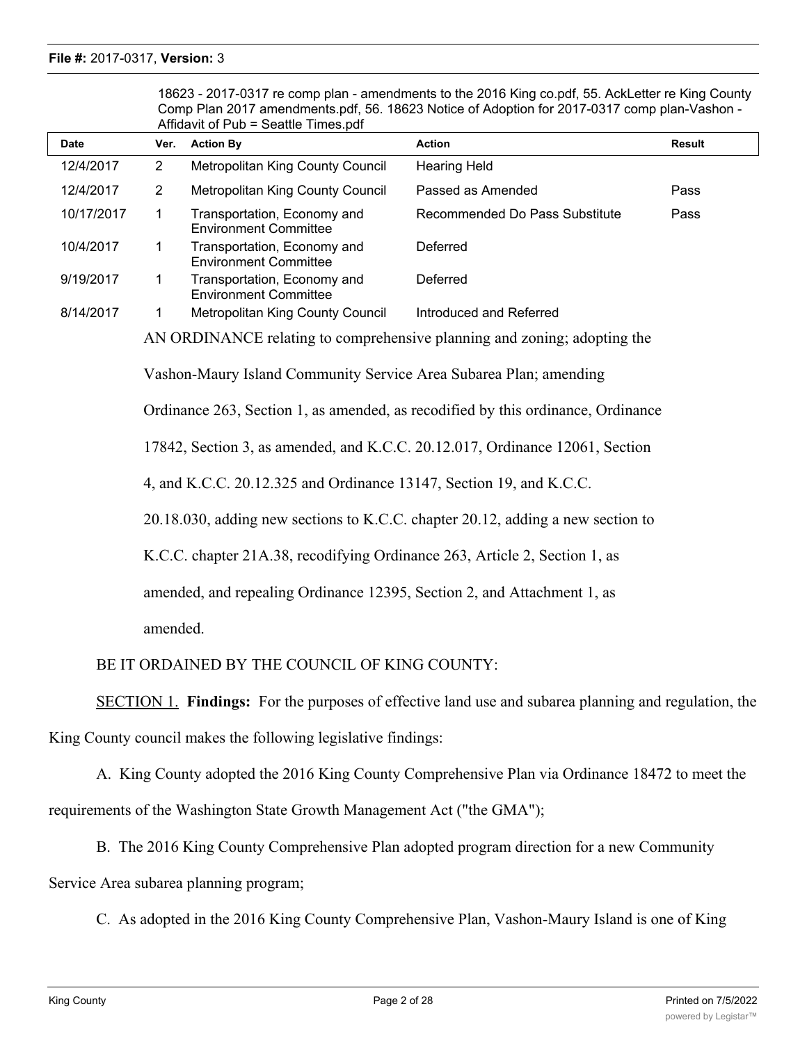18623 - 2017-0317 re comp plan - amendments to the 2016 King co.pdf, 55. AckLetter re King County Comp Plan 2017 amendments.pdf, 56. 18623 Notice of Adoption for 2017-0317 comp plan-Vashon - Affidavit of Pub = Seattle Times.pdf

| Date | Ver. | Action By | Action | Result |
|---|---|---|---|---|
| 12/4/2017 | 2 | Metropolitan King County Council | Hearing Held | |
| 12/4/2017 | 2 | Metropolitan King County Council | Passed as Amended | Pass |
| 10/17/2017 | 1 | Transportation, Economy and Environment Committee | Recommended Do Pass Substitute | Pass |
| 10/4/2017 | 1 | Transportation, Economy and Environment Committee | Deferred | |
| 9/19/2017 | 1 | Transportation, Economy and Environment Committee | Deferred | |
| 8/14/2017 | 1 | Metropolitan King County Council | Introduced and Referred | |

AN ORDINANCE relating to comprehensive planning and zoning; adopting the Vashon-Maury Island Community Service Area Subarea Plan; amending Ordinance 263, Section 1, as amended, as recodified by this ordinance, Ordinance 17842, Section 3, as amended, and K.C.C. 20.12.017, Ordinance 12061, Section 4, and K.C.C. 20.12.325 and Ordinance 13147, Section 19, and K.C.C. 20.18.030, adding new sections to K.C.C. chapter 20.12, adding a new section to K.C.C. chapter 21A.38, recodifying Ordinance 263, Article 2, Section 1, as amended, and repealing Ordinance 12395, Section 2, and Attachment 1, as amended.

BE IT ORDAINED BY THE COUNCIL OF KING COUNTY:

<u>SECTION 1.</u> **Findings:** For the purposes of effective land use and subarea planning and regulation, the King County council makes the following legislative findings:

A. King County adopted the 2016 King County Comprehensive Plan via Ordinance 18472 to meet the requirements of the Washington State Growth Management Act ("the GMA");

B. The 2016 King County Comprehensive Plan adopted program direction for a new Community Service Area subarea planning program;

C. As adopted in the 2016 King County Comprehensive Plan, Vashon-Maury Island is one of King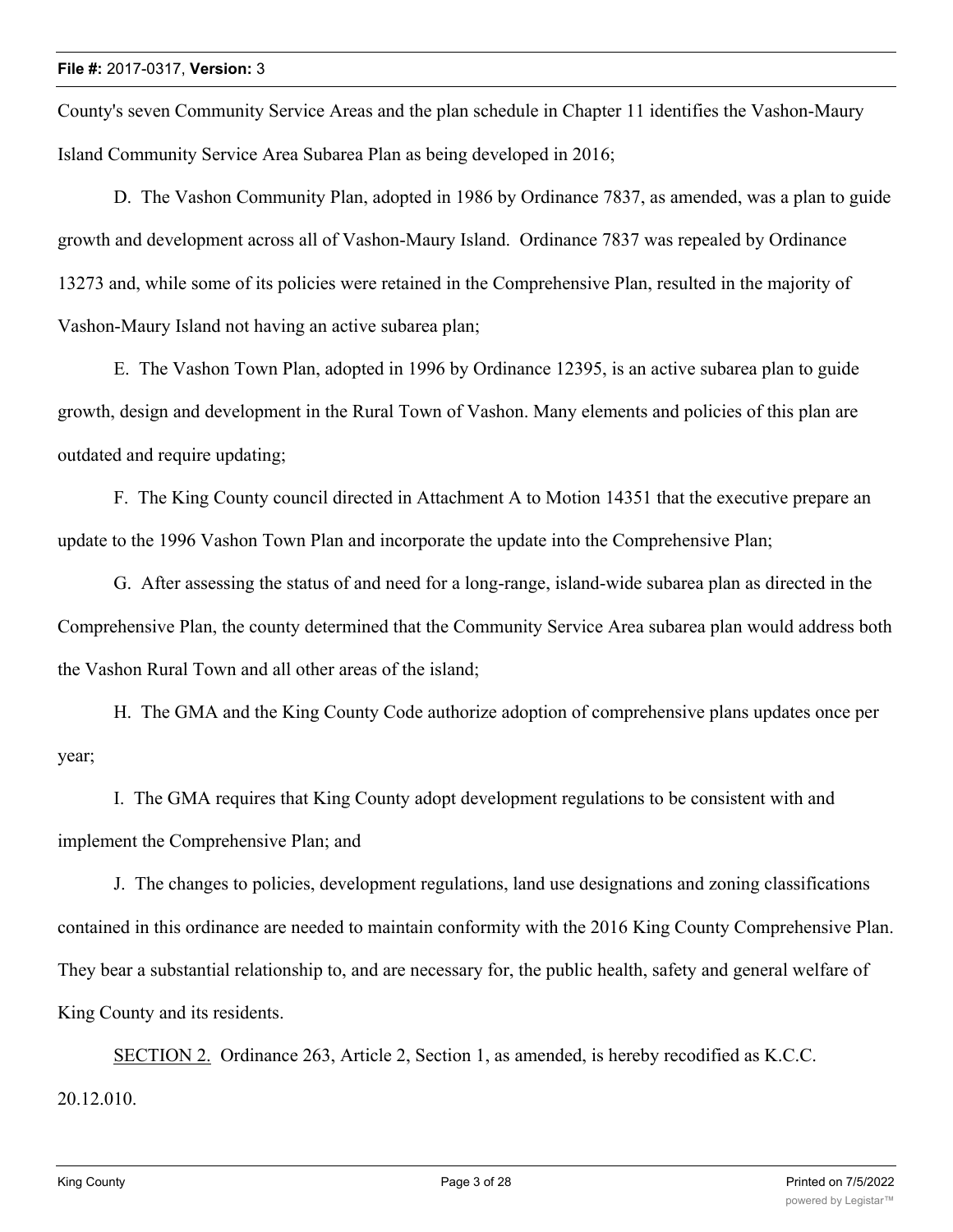County's seven Community Service Areas and the plan schedule in Chapter 11 identifies the Vashon-Maury Island Community Service Area Subarea Plan as being developed in 2016;

D. The Vashon Community Plan, adopted in 1986 by Ordinance 7837, as amended, was a plan to guide growth and development across all of Vashon-Maury Island. Ordinance 7837 was repealed by Ordinance 13273 and, while some of its policies were retained in the Comprehensive Plan, resulted in the majority of Vashon-Maury Island not having an active subarea plan;

E. The Vashon Town Plan, adopted in 1996 by Ordinance 12395, is an active subarea plan to guide growth, design and development in the Rural Town of Vashon. Many elements and policies of this plan are outdated and require updating;

F. The King County council directed in Attachment A to Motion 14351 that the executive prepare an update to the 1996 Vashon Town Plan and incorporate the update into the Comprehensive Plan;

G. After assessing the status of and need for a long-range, island-wide subarea plan as directed in the Comprehensive Plan, the county determined that the Community Service Area subarea plan would address both the Vashon Rural Town and all other areas of the island;

H. The GMA and the King County Code authorize adoption of comprehensive plans updates once per year;

I. The GMA requires that King County adopt development regulations to be consistent with and implement the Comprehensive Plan; and

J. The changes to policies, development regulations, land use designations and zoning classifications contained in this ordinance are needed to maintain conformity with the 2016 King County Comprehensive Plan. They bear a substantial relationship to, and are necessary for, the public health, safety and general welfare of King County and its residents.

SECTION 2. Ordinance 263, Article 2, Section 1, as amended, is hereby recodified as K.C.C. 20.12.010.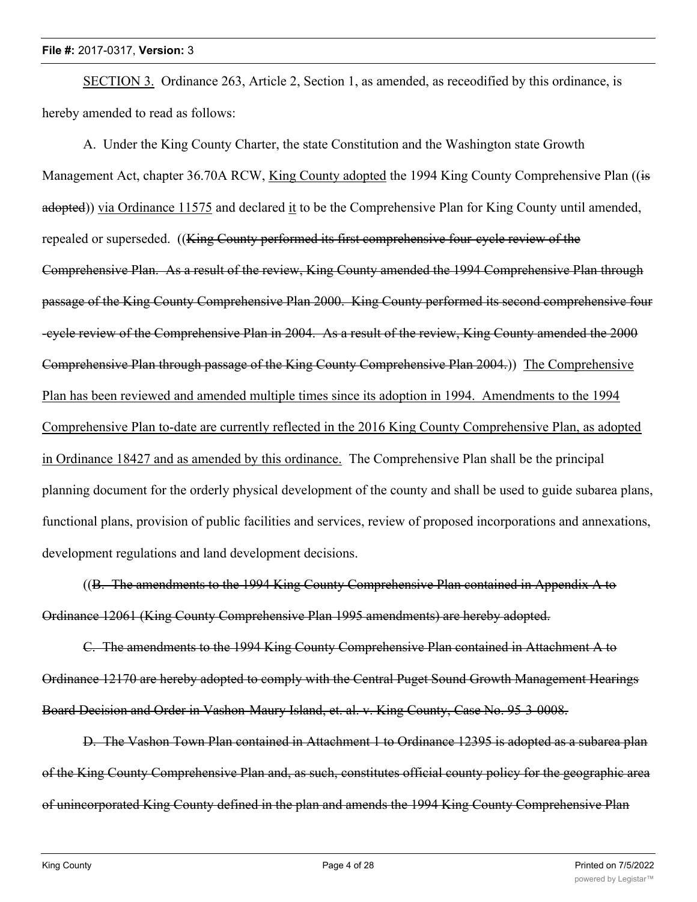<u>SECTION 3.</u> Ordinance 263, Article 2, Section 1, as amended, as recodified by this ordinance, is hereby amended to read as follows:

A. Under the King County Charter, the state Constitution and the Washington state Growth Management Act, chapter 36.70A RCW, <u>King County adopted</u> the 1994 King County Comprehensive Plan ((~~is adopted~~)) <u>via Ordinance 11575</u> and declared <u>it</u> to be the Comprehensive Plan for King County until amended, repealed or superseded. ((~~King County performed its first comprehensive four-cycle review of the Comprehensive Plan. As a result of the review, King County amended the 1994 Comprehensive Plan through passage of the King County Comprehensive Plan 2000. King County performed its second comprehensive four-cycle review of the Comprehensive Plan in 2004. As a result of the review, King County amended the 2000 Comprehensive Plan through passage of the King County Comprehensive Plan 2004.~~)) <u>The Comprehensive Plan has been reviewed and amended multiple times since its adoption in 1994. Amendments to the 1994 Comprehensive Plan to-date are currently reflected in the 2016 King County Comprehensive Plan, as adopted in Ordinance 18427 and as amended by this ordinance.</u> The Comprehensive Plan shall be the principal planning document for the orderly physical development of the county and shall be used to guide subarea plans, functional plans, provision of public facilities and services, review of proposed incorporations and annexations, development regulations and land development decisions.

((~~B. The amendments to the 1994 King County Comprehensive Plan contained in Appendix A to Ordinance 12061 (King County Comprehensive Plan 1995 amendments) are hereby adopted.~~

~~C. The amendments to the 1994 King County Comprehensive Plan contained in Attachment A to Ordinance 12170 are hereby adopted to comply with the Central Puget Sound Growth Management Hearings Board Decision and Order in Vashon-Maury Island, et. al. v. King County, Case No. 95-3-0008.~~

~~D. The Vashon Town Plan contained in Attachment 1 to Ordinance 12395 is adopted as a subarea plan of the King County Comprehensive Plan and, as such, constitutes official county policy for the geographic area of unincorporated King County defined in the plan and amends the 1994 King County Comprehensive Plan~~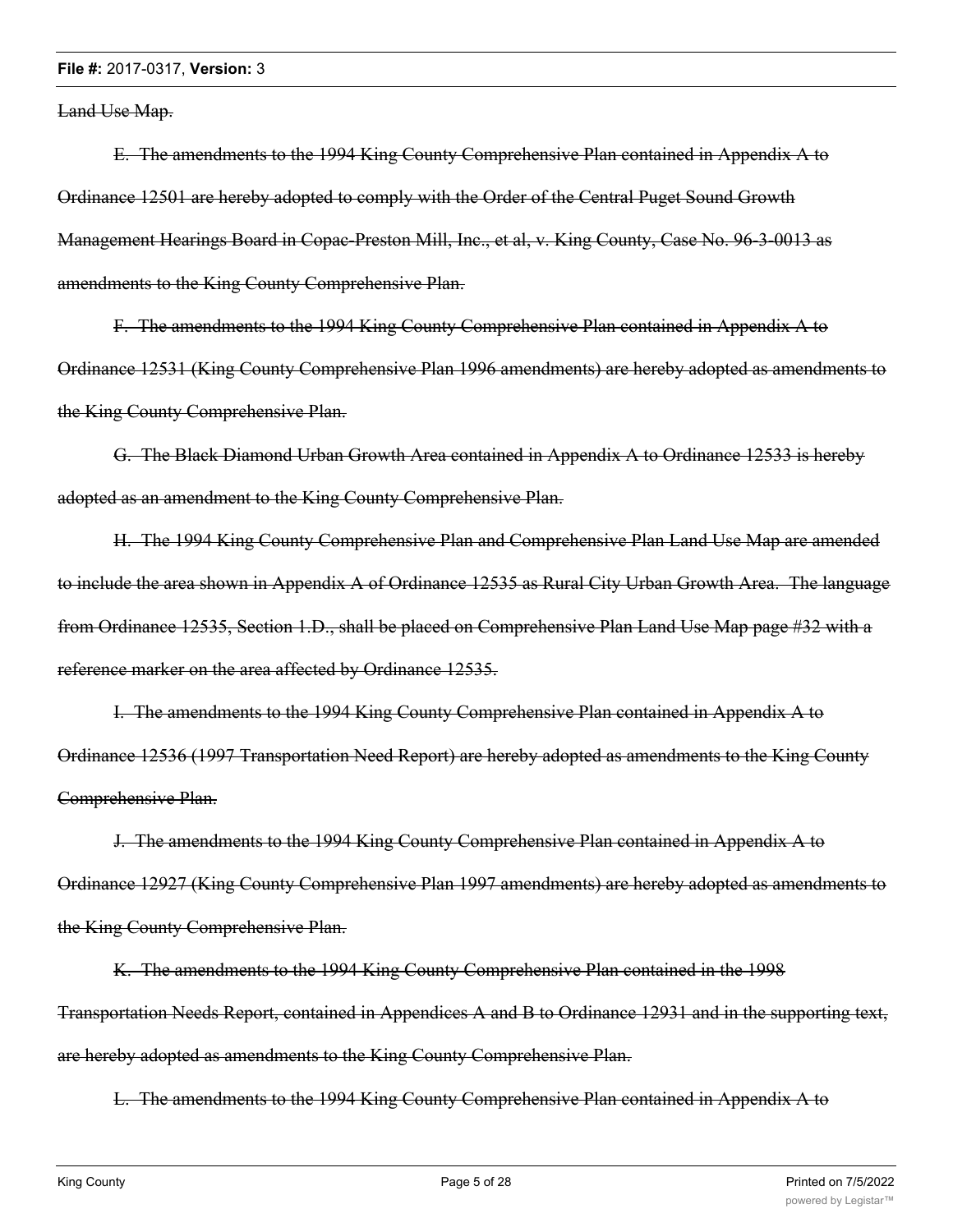~~Land Use Map.~~

~~E. The amendments to the 1994 King County Comprehensive Plan contained in Appendix A to Ordinance 12501 are hereby adopted to comply with the Order of the Central Puget Sound Growth Management Hearings Board in Copac-Preston Mill, Inc., et al, v. King County, Case No. 96-3-0013 as amendments to the King County Comprehensive Plan.~~

~~F. The amendments to the 1994 King County Comprehensive Plan contained in Appendix A to Ordinance 12531 (King County Comprehensive Plan 1996 amendments) are hereby adopted as amendments to the King County Comprehensive Plan.~~

~~G. The Black Diamond Urban Growth Area contained in Appendix A to Ordinance 12533 is hereby adopted as an amendment to the King County Comprehensive Plan.~~

~~H. The 1994 King County Comprehensive Plan and Comprehensive Plan Land Use Map are amended to include the area shown in Appendix A of Ordinance 12535 as Rural City Urban Growth Area. The language from Ordinance 12535, Section 1.D., shall be placed on Comprehensive Plan Land Use Map page #32 with a reference marker on the area affected by Ordinance 12535.~~

~~I. The amendments to the 1994 King County Comprehensive Plan contained in Appendix A to Ordinance 12536 (1997 Transportation Need Report) are hereby adopted as amendments to the King County Comprehensive Plan.~~

~~J. The amendments to the 1994 King County Comprehensive Plan contained in Appendix A to Ordinance 12927 (King County Comprehensive Plan 1997 amendments) are hereby adopted as amendments to the King County Comprehensive Plan.~~

~~K. The amendments to the 1994 King County Comprehensive Plan contained in the 1998 Transportation Needs Report, contained in Appendices A and B to Ordinance 12931 and in the supporting text, are hereby adopted as amendments to the King County Comprehensive Plan.~~

~~L. The amendments to the 1994 King County Comprehensive Plan contained in Appendix A to~~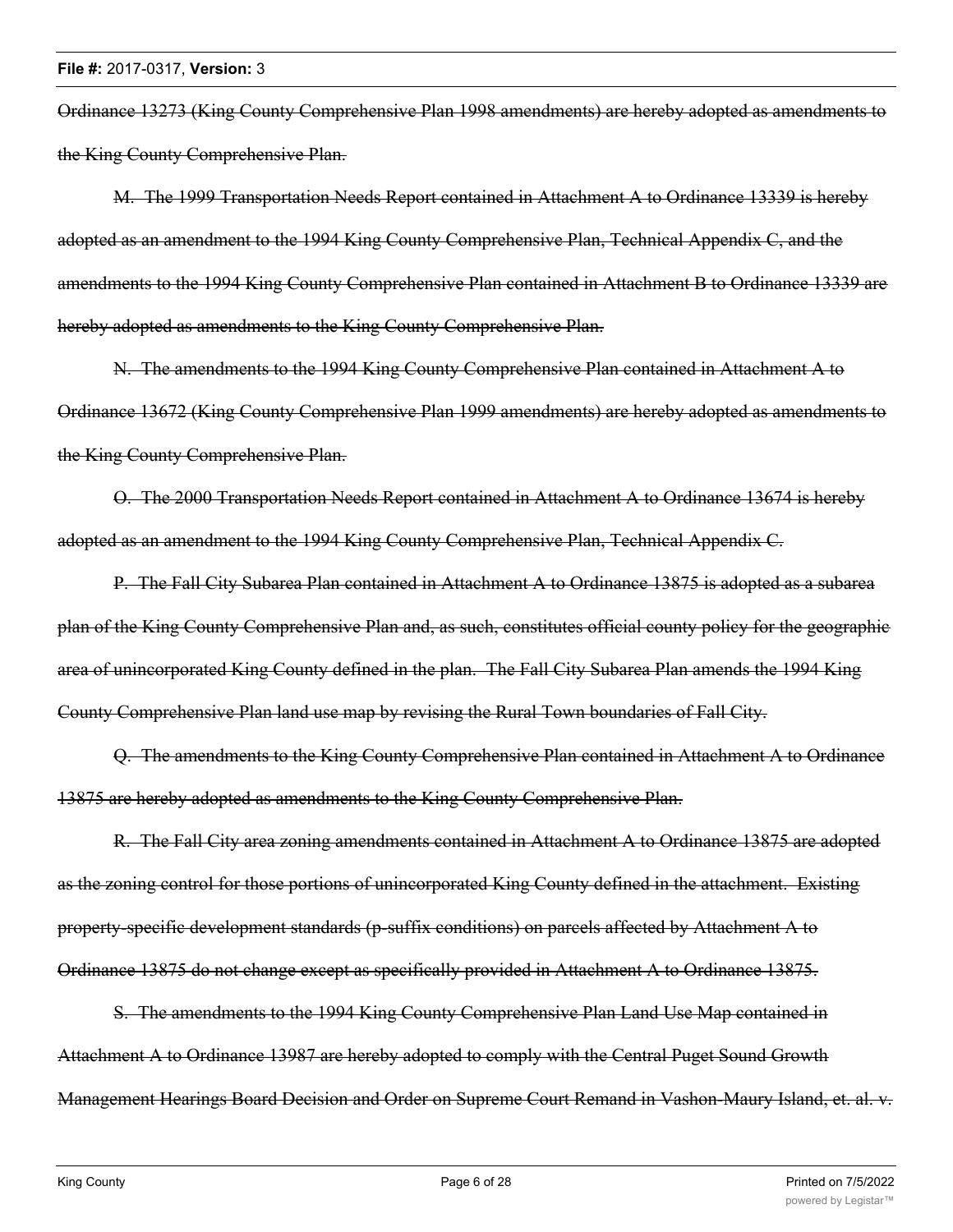~~Ordinance 13273 (King County Comprehensive Plan 1998 amendments) are hereby adopted as amendments to the King County Comprehensive Plan.~~

~~M. The 1999 Transportation Needs Report contained in Attachment A to Ordinance 13339 is hereby adopted as an amendment to the 1994 King County Comprehensive Plan, Technical Appendix C, and the amendments to the 1994 King County Comprehensive Plan contained in Attachment B to Ordinance 13339 are hereby adopted as amendments to the King County Comprehensive Plan.~~

~~N. The amendments to the 1994 King County Comprehensive Plan contained in Attachment A to Ordinance 13672 (King County Comprehensive Plan 1999 amendments) are hereby adopted as amendments to the King County Comprehensive Plan.~~

~~O. The 2000 Transportation Needs Report contained in Attachment A to Ordinance 13674 is hereby adopted as an amendment to the 1994 King County Comprehensive Plan, Technical Appendix C.~~

~~P. The Fall City Subarea Plan contained in Attachment A to Ordinance 13875 is adopted as a subarea plan of the King County Comprehensive Plan and, as such, constitutes official county policy for the geographic area of unincorporated King County defined in the plan. The Fall City Subarea Plan amends the 1994 King County Comprehensive Plan land use map by revising the Rural Town boundaries of Fall City.~~

~~Q. The amendments to the King County Comprehensive Plan contained in Attachment A to Ordinance 13875 are hereby adopted as amendments to the King County Comprehensive Plan.~~

~~R. The Fall City area zoning amendments contained in Attachment A to Ordinance 13875 are adopted as the zoning control for those portions of unincorporated King County defined in the attachment. Existing property-specific development standards (p-suffix conditions) on parcels affected by Attachment A to Ordinance 13875 do not change except as specifically provided in Attachment A to Ordinance 13875.~~

~~S. The amendments to the 1994 King County Comprehensive Plan Land Use Map contained in Attachment A to Ordinance 13987 are hereby adopted to comply with the Central Puget Sound Growth Management Hearings Board Decision and Order on Supreme Court Remand in Vashon-Maury Island, et. al. v.~~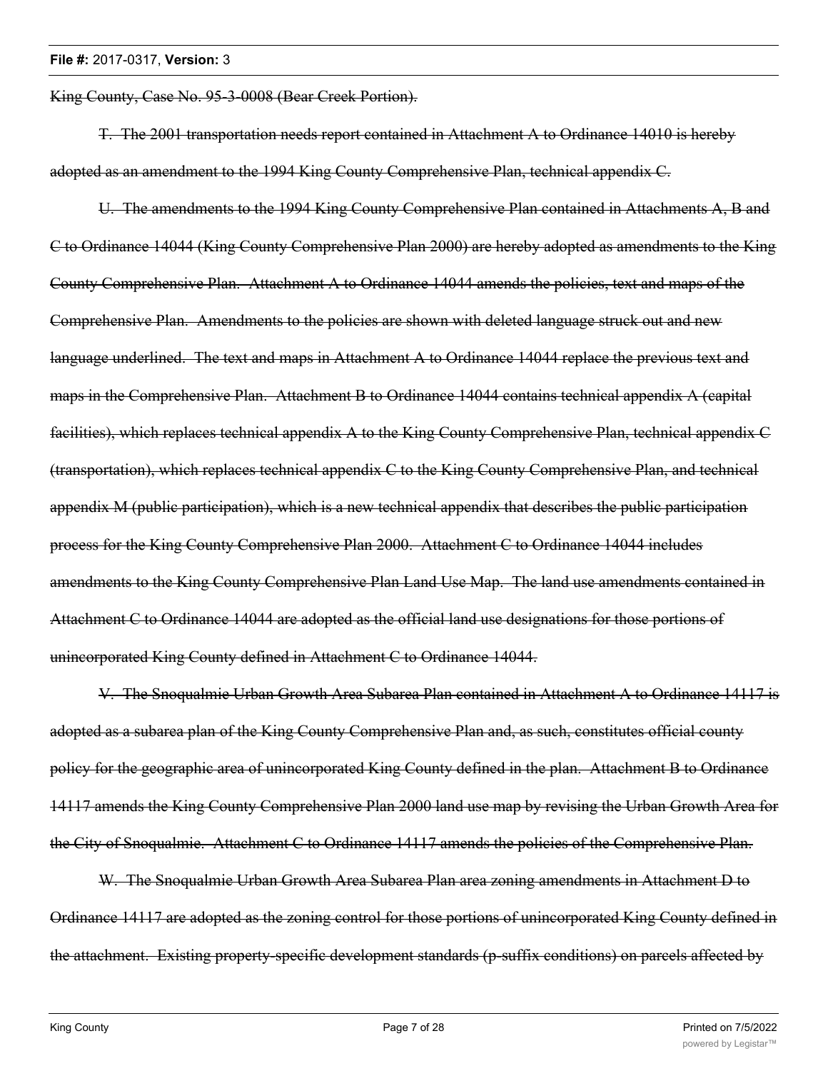~~King County, Case No. 95-3-0008 (Bear Creek Portion).~~

~~T. The 2001 transportation needs report contained in Attachment A to Ordinance 14010 is hereby adopted as an amendment to the 1994 King County Comprehensive Plan, technical appendix C.~~

~~U. The amendments to the 1994 King County Comprehensive Plan contained in Attachments A, B and C to Ordinance 14044 (King County Comprehensive Plan 2000) are hereby adopted as amendments to the King County Comprehensive Plan. Attachment A to Ordinance 14044 amends the policies, text and maps of the Comprehensive Plan. Amendments to the policies are shown with deleted language struck out and new language underlined. The text and maps in Attachment A to Ordinance 14044 replace the previous text and maps in the Comprehensive Plan. Attachment B to Ordinance 14044 contains technical appendix A (capital facilities), which replaces technical appendix A to the King County Comprehensive Plan, technical appendix C (transportation), which replaces technical appendix C to the King County Comprehensive Plan, and technical appendix M (public participation), which is a new technical appendix that describes the public participation process for the King County Comprehensive Plan 2000. Attachment C to Ordinance 14044 includes amendments to the King County Comprehensive Plan Land Use Map. The land use amendments contained in Attachment C to Ordinance 14044 are adopted as the official land use designations for those portions of unincorporated King County defined in Attachment C to Ordinance 14044.~~

~~V. The Snoqualmie Urban Growth Area Subarea Plan contained in Attachment A to Ordinance 14117 is adopted as a subarea plan of the King County Comprehensive Plan and, as such, constitutes official county policy for the geographic area of unincorporated King County defined in the plan. Attachment B to Ordinance 14117 amends the King County Comprehensive Plan 2000 land use map by revising the Urban Growth Area for the City of Snoqualmie. Attachment C to Ordinance 14117 amends the policies of the Comprehensive Plan.~~

~~W. The Snoqualmie Urban Growth Area Subarea Plan area zoning amendments in Attachment D to Ordinance 14117 are adopted as the zoning control for those portions of unincorporated King County defined in the attachment. Existing property-specific development standards (p-suffix conditions) on parcels affected by~~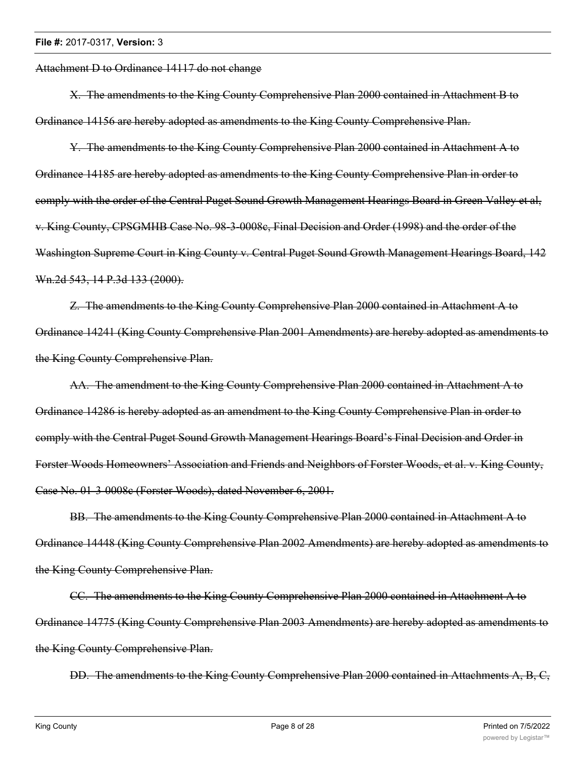~~Attachment D to Ordinance 14117 do not change~~

~~X. The amendments to the King County Comprehensive Plan 2000 contained in Attachment B to Ordinance 14156 are hereby adopted as amendments to the King County Comprehensive Plan.~~

~~Y. The amendments to the King County Comprehensive Plan 2000 contained in Attachment A to Ordinance 14185 are hereby adopted as amendments to the King County Comprehensive Plan in order to comply with the order of the Central Puget Sound Growth Management Hearings Board in Green Valley et al, v. King County, CPSGMHB Case No. 98-3-0008c, Final Decision and Order (1998) and the order of the Washington Supreme Court in King County v. Central Puget Sound Growth Management Hearings Board, 142 Wn.2d 543, 14 P.3d 133 (2000).~~

~~Z. The amendments to the King County Comprehensive Plan 2000 contained in Attachment A to Ordinance 14241 (King County Comprehensive Plan 2001 Amendments) are hereby adopted as amendments to the King County Comprehensive Plan.~~

~~AA. The amendment to the King County Comprehensive Plan 2000 contained in Attachment A to Ordinance 14286 is hereby adopted as an amendment to the King County Comprehensive Plan in order to comply with the Central Puget Sound Growth Management Hearings Board's Final Decision and Order in Forster Woods Homeowners' Association and Friends and Neighbors of Forster Woods, et al. v. King County, Case No. 01-3-0008c (Forster Woods), dated November 6, 2001.~~

~~BB. The amendments to the King County Comprehensive Plan 2000 contained in Attachment A to Ordinance 14448 (King County Comprehensive Plan 2002 Amendments) are hereby adopted as amendments to the King County Comprehensive Plan.~~

~~CC. The amendments to the King County Comprehensive Plan 2000 contained in Attachment A to Ordinance 14775 (King County Comprehensive Plan 2003 Amendments) are hereby adopted as amendments to the King County Comprehensive Plan.~~

~~DD. The amendments to the King County Comprehensive Plan 2000 contained in Attachments A, B, C,~~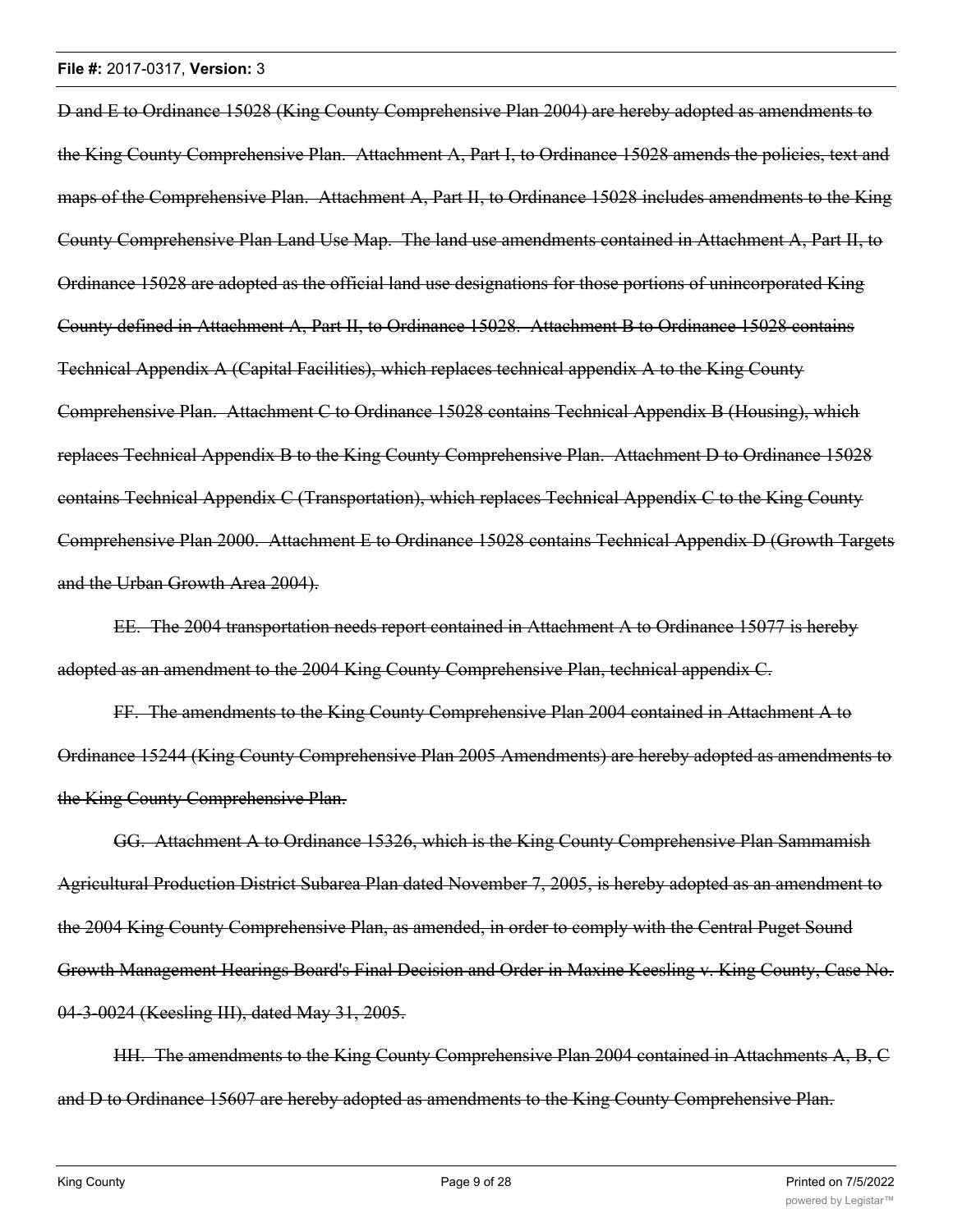~~D and E to Ordinance 15028 (King County Comprehensive Plan 2004) are hereby adopted as amendments to the King County Comprehensive Plan. Attachment A, Part I, to Ordinance 15028 amends the policies, text and maps of the Comprehensive Plan. Attachment A, Part II, to Ordinance 15028 includes amendments to the King County Comprehensive Plan Land Use Map. The land use amendments contained in Attachment A, Part II, to Ordinance 15028 are adopted as the official land use designations for those portions of unincorporated King County defined in Attachment A, Part II, to Ordinance 15028. Attachment B to Ordinance 15028 contains Technical Appendix A (Capital Facilities), which replaces technical appendix A to the King County Comprehensive Plan. Attachment C to Ordinance 15028 contains Technical Appendix B (Housing), which replaces Technical Appendix B to the King County Comprehensive Plan. Attachment D to Ordinance 15028 contains Technical Appendix C (Transportation), which replaces Technical Appendix C to the King County Comprehensive Plan 2000. Attachment E to Ordinance 15028 contains Technical Appendix D (Growth Targets and the Urban Growth Area 2004).~~

~~EE. The 2004 transportation needs report contained in Attachment A to Ordinance 15077 is hereby adopted as an amendment to the 2004 King County Comprehensive Plan, technical appendix C.~~

~~FF. The amendments to the King County Comprehensive Plan 2004 contained in Attachment A to Ordinance 15244 (King County Comprehensive Plan 2005 Amendments) are hereby adopted as amendments to the King County Comprehensive Plan.~~

~~GG. Attachment A to Ordinance 15326, which is the King County Comprehensive Plan Sammamish Agricultural Production District Subarea Plan dated November 7, 2005, is hereby adopted as an amendment to the 2004 King County Comprehensive Plan, as amended, in order to comply with the Central Puget Sound Growth Management Hearings Board's Final Decision and Order in Maxine Keesling v. King County, Case No. 04-3-0024 (Keesling III), dated May 31, 2005.~~

~~HH. The amendments to the King County Comprehensive Plan 2004 contained in Attachments A, B, C and D to Ordinance 15607 are hereby adopted as amendments to the King County Comprehensive Plan.~~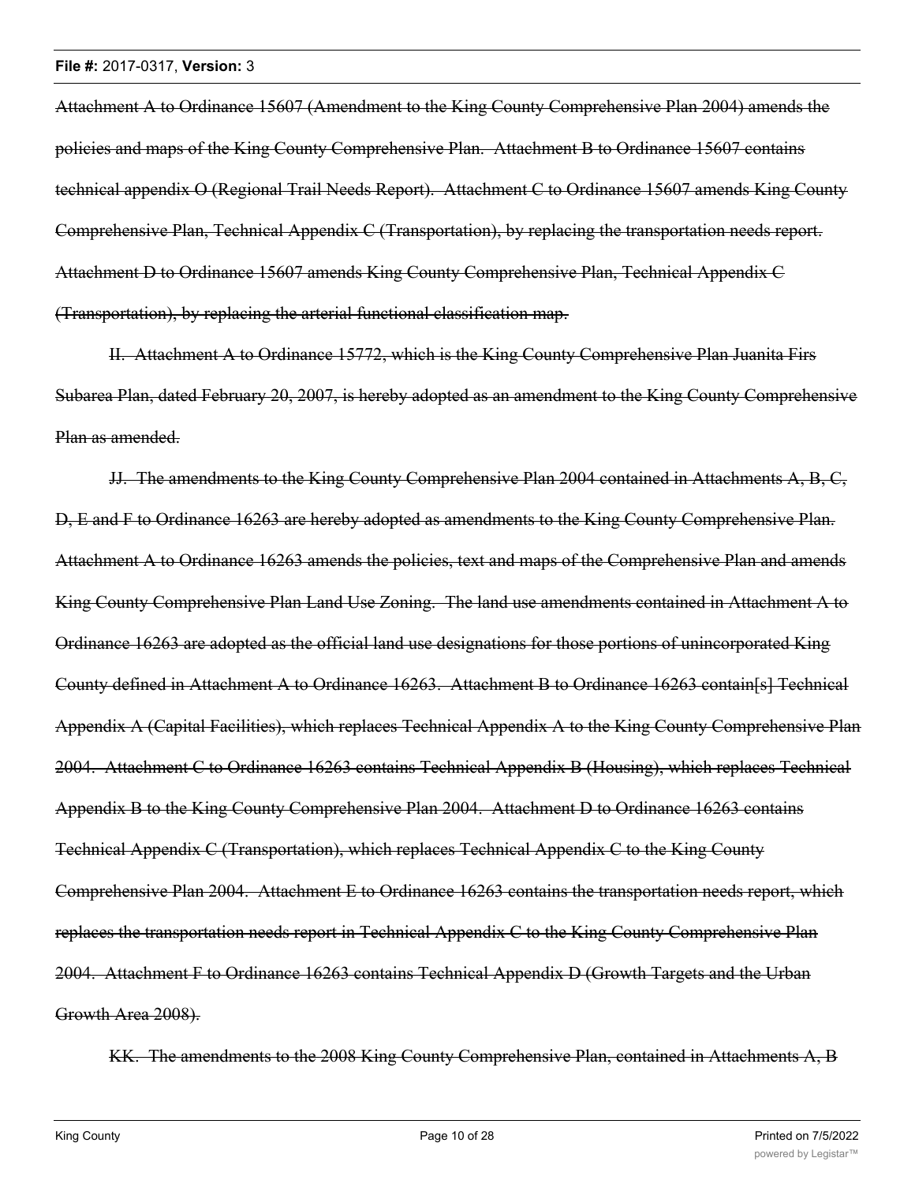~~Attachment A to Ordinance 15607 (Amendment to the King County Comprehensive Plan 2004) amends the policies and maps of the King County Comprehensive Plan. Attachment B to Ordinance 15607 contains technical appendix O (Regional Trail Needs Report). Attachment C to Ordinance 15607 amends King County Comprehensive Plan, Technical Appendix C (Transportation), by replacing the transportation needs report. Attachment D to Ordinance 15607 amends King County Comprehensive Plan, Technical Appendix C (Transportation), by replacing the arterial functional classification map.~~

~~II. Attachment A to Ordinance 15772, which is the King County Comprehensive Plan Juanita Firs Subarea Plan, dated February 20, 2007, is hereby adopted as an amendment to the King County Comprehensive Plan as amended.~~

~~JJ. The amendments to the King County Comprehensive Plan 2004 contained in Attachments A, B, C, D, E and F to Ordinance 16263 are hereby adopted as amendments to the King County Comprehensive Plan. Attachment A to Ordinance 16263 amends the policies, text and maps of the Comprehensive Plan and amends King County Comprehensive Plan Land Use Zoning. The land use amendments contained in Attachment A to Ordinance 16263 are adopted as the official land use designations for those portions of unincorporated King County defined in Attachment A to Ordinance 16263. Attachment B to Ordinance 16263 contain[s] Technical Appendix A (Capital Facilities), which replaces Technical Appendix A to the King County Comprehensive Plan 2004. Attachment C to Ordinance 16263 contains Technical Appendix B (Housing), which replaces Technical Appendix B to the King County Comprehensive Plan 2004. Attachment D to Ordinance 16263 contains Technical Appendix C (Transportation), which replaces Technical Appendix C to the King County Comprehensive Plan 2004. Attachment E to Ordinance 16263 contains the transportation needs report, which replaces the transportation needs report in Technical Appendix C to the King County Comprehensive Plan 2004. Attachment F to Ordinance 16263 contains Technical Appendix D (Growth Targets and the Urban Growth Area 2008).~~

~~KK. The amendments to the 2008 King County Comprehensive Plan, contained in Attachments A, B~~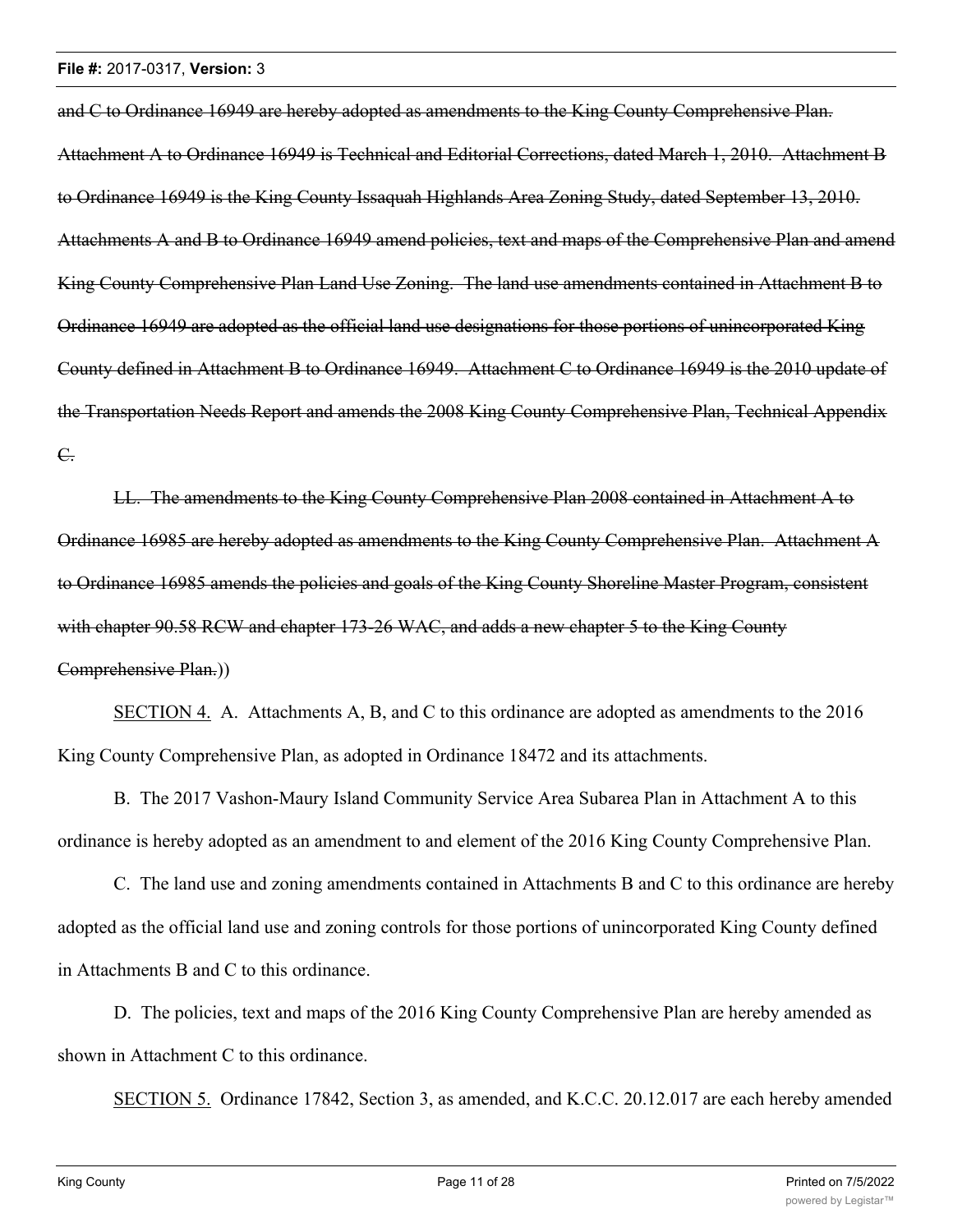~~and C to Ordinance 16949 are hereby adopted as amendments to the King County Comprehensive Plan. Attachment A to Ordinance 16949 is Technical and Editorial Corrections, dated March 1, 2010. Attachment B to Ordinance 16949 is the King County Issaquah Highlands Area Zoning Study, dated September 13, 2010. Attachments A and B to Ordinance 16949 amend policies, text and maps of the Comprehensive Plan and amend King County Comprehensive Plan Land Use Zoning. The land use amendments contained in Attachment B to Ordinance 16949 are adopted as the official land use designations for those portions of unincorporated King County defined in Attachment B to Ordinance 16949. Attachment C to Ordinance 16949 is the 2010 update of the Transportation Needs Report and amends the 2008 King County Comprehensive Plan, Technical Appendix C.~~

~~LL. The amendments to the King County Comprehensive Plan 2008 contained in Attachment A to Ordinance 16985 are hereby adopted as amendments to the King County Comprehensive Plan. Attachment A to Ordinance 16985 amends the policies and goals of the King County Shoreline Master Program, consistent with chapter 90.58 RCW and chapter 173-26 WAC, and adds a new chapter 5 to the King County Comprehensive Plan.~~))

SECTION 4. A. Attachments A, B, and C to this ordinance are adopted as amendments to the 2016 King County Comprehensive Plan, as adopted in Ordinance 18472 and its attachments.

B. The 2017 Vashon-Maury Island Community Service Area Subarea Plan in Attachment A to this ordinance is hereby adopted as an amendment to and element of the 2016 King County Comprehensive Plan.

C. The land use and zoning amendments contained in Attachments B and C to this ordinance are hereby adopted as the official land use and zoning controls for those portions of unincorporated King County defined in Attachments B and C to this ordinance.

D. The policies, text and maps of the 2016 King County Comprehensive Plan are hereby amended as shown in Attachment C to this ordinance.

SECTION 5. Ordinance 17842, Section 3, as amended, and K.C.C. 20.12.017 are each hereby amended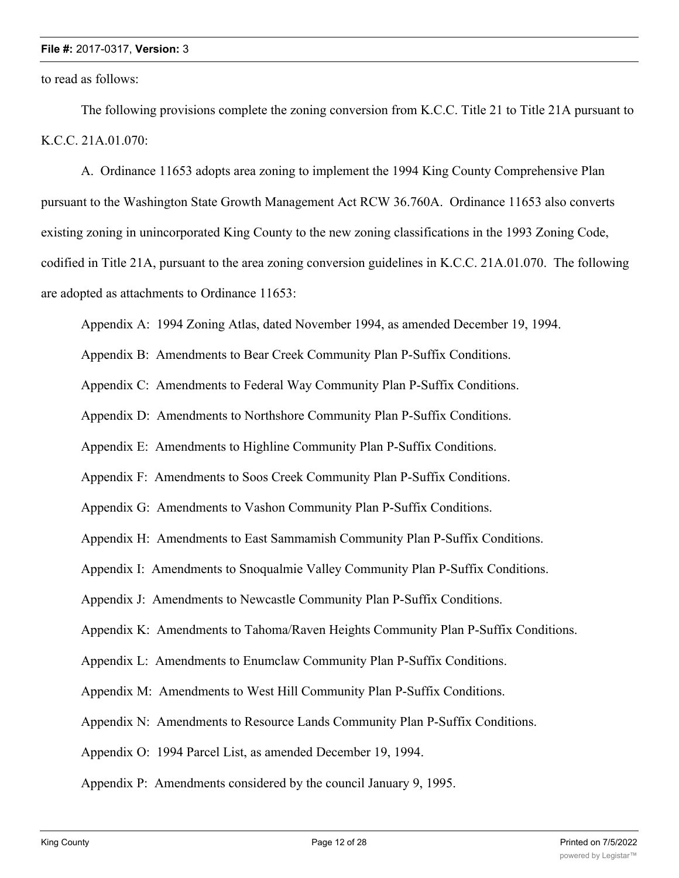to read as follows:

The following provisions complete the zoning conversion from K.C.C. Title 21 to Title 21A pursuant to K.C.C. 21A.01.070:

A. Ordinance 11653 adopts area zoning to implement the 1994 King County Comprehensive Plan pursuant to the Washington State Growth Management Act RCW 36.760A. Ordinance 11653 also converts existing zoning in unincorporated King County to the new zoning classifications in the 1993 Zoning Code, codified in Title 21A, pursuant to the area zoning conversion guidelines in K.C.C. 21A.01.070. The following are adopted as attachments to Ordinance 11653:

Appendix A: 1994 Zoning Atlas, dated November 1994, as amended December 19, 1994.

Appendix B: Amendments to Bear Creek Community Plan P-Suffix Conditions.

Appendix C: Amendments to Federal Way Community Plan P-Suffix Conditions.

Appendix D: Amendments to Northshore Community Plan P-Suffix Conditions.

Appendix E: Amendments to Highline Community Plan P-Suffix Conditions.

Appendix F: Amendments to Soos Creek Community Plan P-Suffix Conditions.

Appendix G: Amendments to Vashon Community Plan P-Suffix Conditions.

Appendix H: Amendments to East Sammamish Community Plan P-Suffix Conditions.

Appendix I: Amendments to Snoqualmie Valley Community Plan P-Suffix Conditions.

Appendix J: Amendments to Newcastle Community Plan P-Suffix Conditions.

Appendix K: Amendments to Tahoma/Raven Heights Community Plan P-Suffix Conditions.

Appendix L: Amendments to Enumclaw Community Plan P-Suffix Conditions.

Appendix M: Amendments to West Hill Community Plan P-Suffix Conditions.

Appendix N: Amendments to Resource Lands Community Plan P-Suffix Conditions.

Appendix O: 1994 Parcel List, as amended December 19, 1994.

Appendix P: Amendments considered by the council January 9, 1995.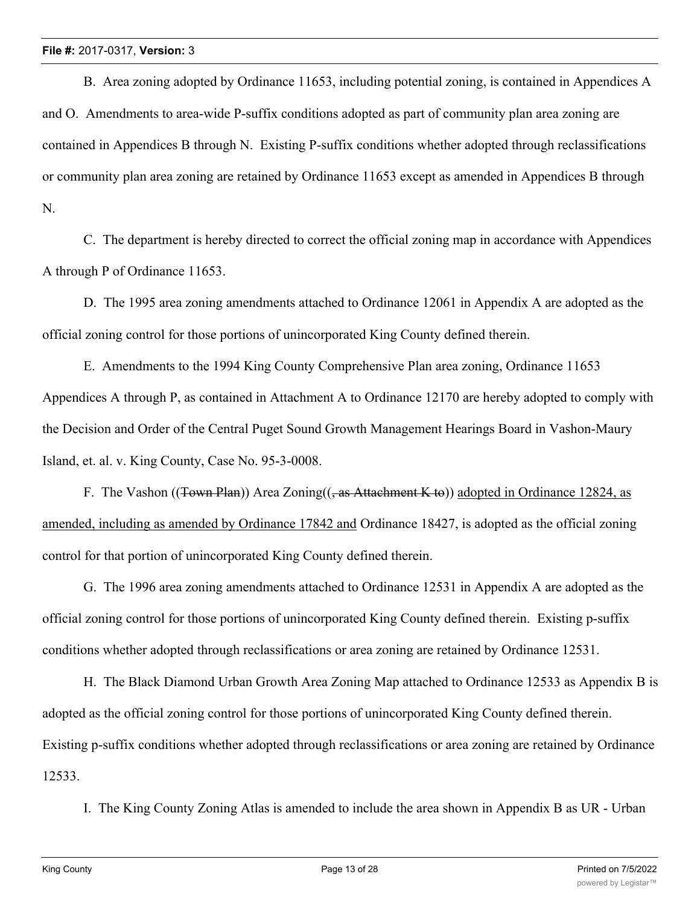B. Area zoning adopted by Ordinance 11653, including potential zoning, is contained in Appendices A and O. Amendments to area-wide P-suffix conditions adopted as part of community plan area zoning are contained in Appendices B through N. Existing P-suffix conditions whether adopted through reclassifications or community plan area zoning are retained by Ordinance 11653 except as amended in Appendices B through N.

C. The department is hereby directed to correct the official zoning map in accordance with Appendices A through P of Ordinance 11653.

D. The 1995 area zoning amendments attached to Ordinance 12061 in Appendix A are adopted as the official zoning control for those portions of unincorporated King County defined therein.

E. Amendments to the 1994 King County Comprehensive Plan area zoning, Ordinance 11653 Appendices A through P, as contained in Attachment A to Ordinance 12170 are hereby adopted to comply with the Decision and Order of the Central Puget Sound Growth Management Hearings Board in Vashon-Maury Island, et. al. v. King County, Case No. 95-3-0008.

F. The Vashon ((~~Town Plan~~)) Area Zoning((~~, as Attachment K to~~)) <u>adopted in Ordinance 12824, as amended, including as amended by Ordinance 17842 and</u> Ordinance 18427, is adopted as the official zoning control for that portion of unincorporated King County defined therein.

G. The 1996 area zoning amendments attached to Ordinance 12531 in Appendix A are adopted as the official zoning control for those portions of unincorporated King County defined therein. Existing p-suffix conditions whether adopted through reclassifications or area zoning are retained by Ordinance 12531.

H. The Black Diamond Urban Growth Area Zoning Map attached to Ordinance 12533 as Appendix B is adopted as the official zoning control for those portions of unincorporated King County defined therein. Existing p-suffix conditions whether adopted through reclassifications or area zoning are retained by Ordinance 12533.

I. The King County Zoning Atlas is amended to include the area shown in Appendix B as UR - Urban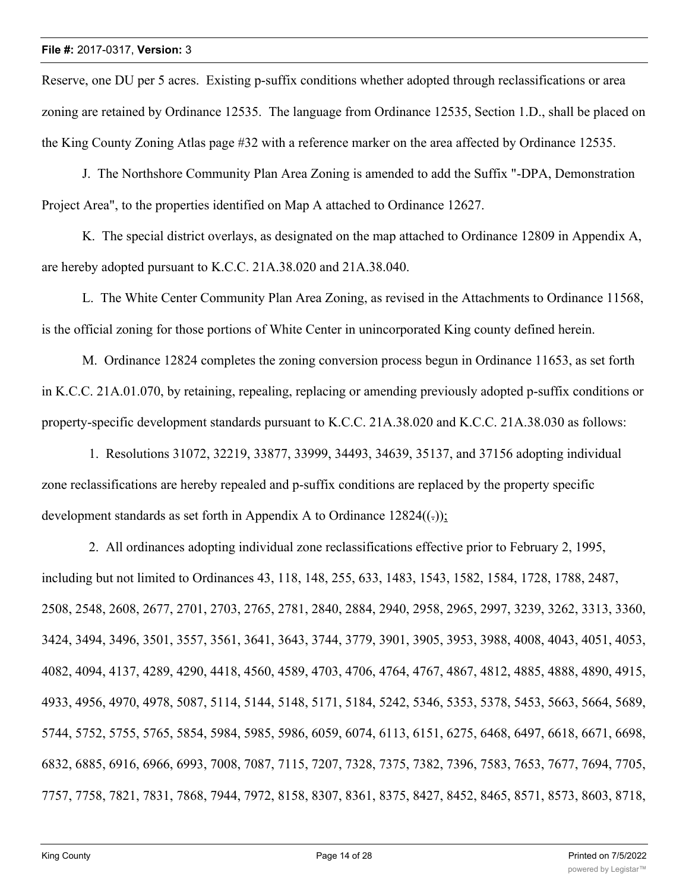Reserve, one DU per 5 acres. Existing p-suffix conditions whether adopted through reclassifications or area zoning are retained by Ordinance 12535. The language from Ordinance 12535, Section 1.D., shall be placed on the King County Zoning Atlas page #32 with a reference marker on the area affected by Ordinance 12535.

J. The Northshore Community Plan Area Zoning is amended to add the Suffix "-DPA, Demonstration Project Area", to the properties identified on Map A attached to Ordinance 12627.

K. The special district overlays, as designated on the map attached to Ordinance 12809 in Appendix A, are hereby adopted pursuant to K.C.C. 21A.38.020 and 21A.38.040.

L. The White Center Community Plan Area Zoning, as revised in the Attachments to Ordinance 11568, is the official zoning for those portions of White Center in unincorporated King county defined herein.

M. Ordinance 12824 completes the zoning conversion process begun in Ordinance 11653, as set forth in K.C.C. 21A.01.070, by retaining, repealing, replacing or amending previously adopted p-suffix conditions or property-specific development standards pursuant to K.C.C. 21A.38.020 and K.C.C. 21A.38.030 as follows:

1. Resolutions 31072, 32219, 33877, 33999, 34493, 34639, 35137, and 37156 adopting individual zone reclassifications are hereby repealed and p-suffix conditions are replaced by the property specific development standards as set forth in Appendix A to Ordinance 12824((.));

2. All ordinances adopting individual zone reclassifications effective prior to February 2, 1995, including but not limited to Ordinances 43, 118, 148, 255, 633, 1483, 1543, 1582, 1584, 1728, 1788, 2487, 2508, 2548, 2608, 2677, 2701, 2703, 2765, 2781, 2840, 2884, 2940, 2958, 2965, 2997, 3239, 3262, 3313, 3360, 3424, 3494, 3496, 3501, 3557, 3561, 3641, 3643, 3744, 3779, 3901, 3905, 3953, 3988, 4008, 4043, 4051, 4053, 4082, 4094, 4137, 4289, 4290, 4418, 4560, 4589, 4703, 4706, 4764, 4767, 4867, 4812, 4885, 4888, 4890, 4915, 4933, 4956, 4970, 4978, 5087, 5114, 5144, 5148, 5171, 5184, 5242, 5346, 5353, 5378, 5453, 5663, 5664, 5689, 5744, 5752, 5755, 5765, 5854, 5984, 5985, 5986, 6059, 6074, 6113, 6151, 6275, 6468, 6497, 6618, 6671, 6698, 6832, 6885, 6916, 6966, 6993, 7008, 7087, 7115, 7207, 7328, 7375, 7382, 7396, 7583, 7653, 7677, 7694, 7705, 7757, 7758, 7821, 7831, 7868, 7944, 7972, 8158, 8307, 8361, 8375, 8427, 8452, 8465, 8571, 8573, 8603, 8718,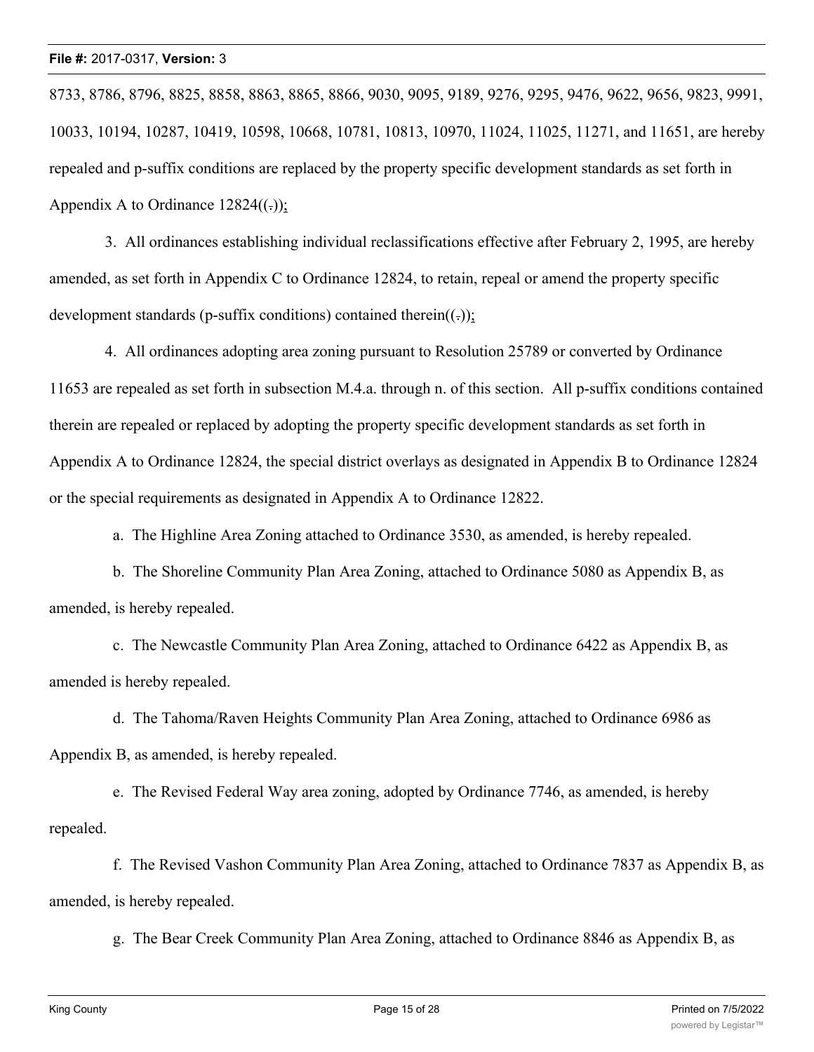8733, 8786, 8796, 8825, 8858, 8863, 8865, 8866, 9030, 9095, 9189, 9276, 9295, 9476, 9622, 9656, 9823, 9991, 10033, 10194, 10287, 10419, 10598, 10668, 10781, 10813, 10970, 11024, 11025, 11271, and 11651, are hereby repealed and p-suffix conditions are replaced by the property specific development standards as set forth in Appendix A to Ordinance 12824((.));

3. All ordinances establishing individual reclassifications effective after February 2, 1995, are hereby amended, as set forth in Appendix C to Ordinance 12824, to retain, repeal or amend the property specific development standards (p-suffix conditions) contained therein((.));

4. All ordinances adopting area zoning pursuant to Resolution 25789 or converted by Ordinance 11653 are repealed as set forth in subsection M.4.a. through n. of this section. All p-suffix conditions contained therein are repealed or replaced by adopting the property specific development standards as set forth in Appendix A to Ordinance 12824, the special district overlays as designated in Appendix B to Ordinance 12824 or the special requirements as designated in Appendix A to Ordinance 12822.

a. The Highline Area Zoning attached to Ordinance 3530, as amended, is hereby repealed.

b. The Shoreline Community Plan Area Zoning, attached to Ordinance 5080 as Appendix B, as amended, is hereby repealed.

c. The Newcastle Community Plan Area Zoning, attached to Ordinance 6422 as Appendix B, as amended is hereby repealed.

d. The Tahoma/Raven Heights Community Plan Area Zoning, attached to Ordinance 6986 as Appendix B, as amended, is hereby repealed.

e. The Revised Federal Way area zoning, adopted by Ordinance 7746, as amended, is hereby repealed.

f. The Revised Vashon Community Plan Area Zoning, attached to Ordinance 7837 as Appendix B, as amended, is hereby repealed.

g. The Bear Creek Community Plan Area Zoning, attached to Ordinance 8846 as Appendix B, as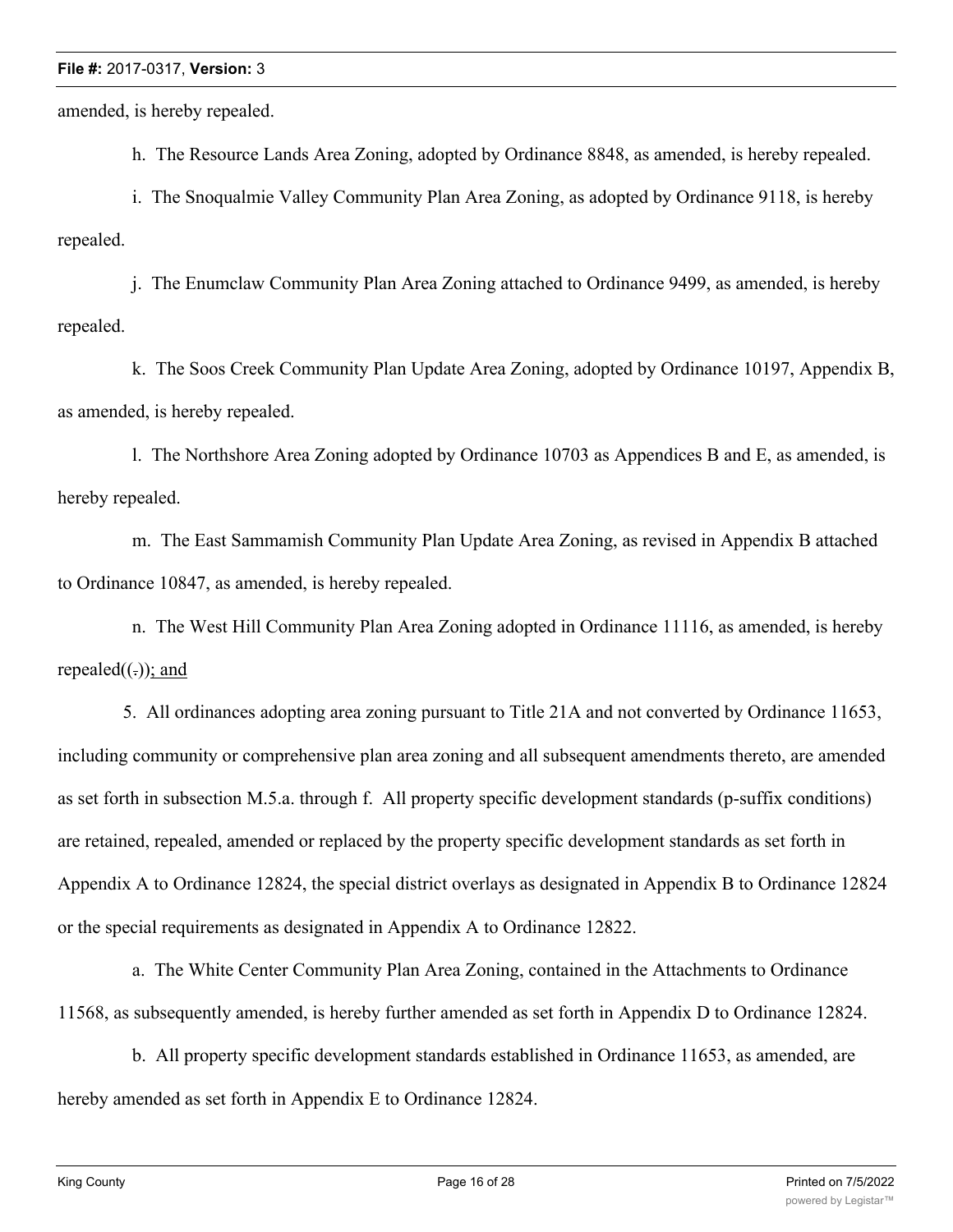amended, is hereby repealed.

h. The Resource Lands Area Zoning, adopted by Ordinance 8848, as amended, is hereby repealed.

i. The Snoqualmie Valley Community Plan Area Zoning, as adopted by Ordinance 9118, is hereby repealed.

j. The Enumclaw Community Plan Area Zoning attached to Ordinance 9499, as amended, is hereby repealed.

k. The Soos Creek Community Plan Update Area Zoning, adopted by Ordinance 10197, Appendix B, as amended, is hereby repealed.

l. The Northshore Area Zoning adopted by Ordinance 10703 as Appendices B and E, as amended, is hereby repealed.

m. The East Sammamish Community Plan Update Area Zoning, as revised in Appendix B attached to Ordinance 10847, as amended, is hereby repealed.

n. The West Hill Community Plan Area Zoning adopted in Ordinance 11116, as amended, is hereby repealed((.)); and

5. All ordinances adopting area zoning pursuant to Title 21A and not converted by Ordinance 11653, including community or comprehensive plan area zoning and all subsequent amendments thereto, are amended as set forth in subsection M.5.a. through f. All property specific development standards (p-suffix conditions) are retained, repealed, amended or replaced by the property specific development standards as set forth in Appendix A to Ordinance 12824, the special district overlays as designated in Appendix B to Ordinance 12824 or the special requirements as designated in Appendix A to Ordinance 12822.

a. The White Center Community Plan Area Zoning, contained in the Attachments to Ordinance 11568, as subsequently amended, is hereby further amended as set forth in Appendix D to Ordinance 12824.

b. All property specific development standards established in Ordinance 11653, as amended, are hereby amended as set forth in Appendix E to Ordinance 12824.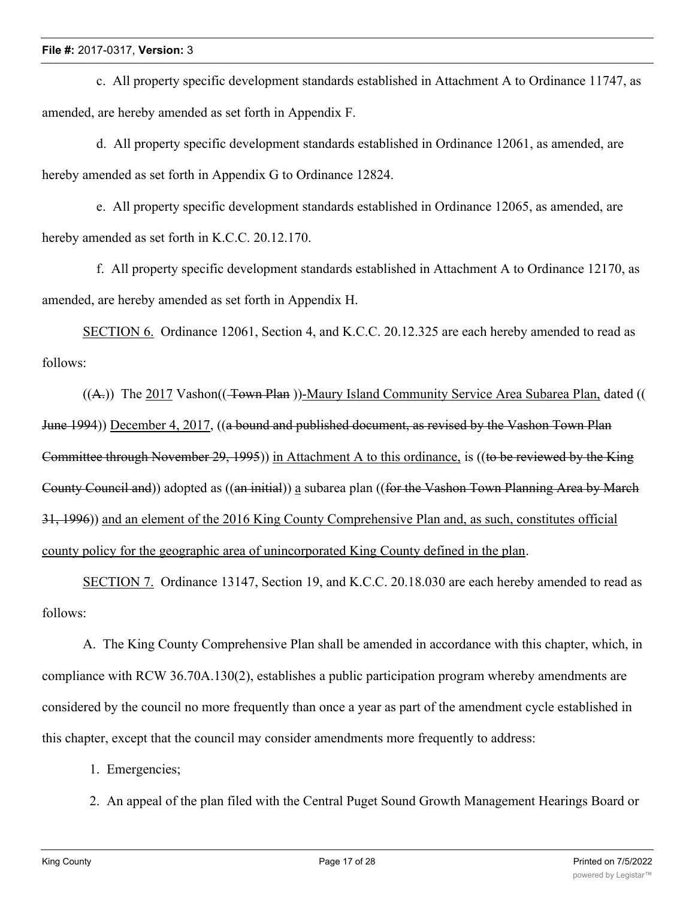c. All property specific development standards established in Attachment A to Ordinance 11747, as amended, are hereby amended as set forth in Appendix F.

d. All property specific development standards established in Ordinance 12061, as amended, are hereby amended as set forth in Appendix G to Ordinance 12824.

e. All property specific development standards established in Ordinance 12065, as amended, are hereby amended as set forth in K.C.C. 20.12.170.

f. All property specific development standards established in Attachment A to Ordinance 12170, as amended, are hereby amended as set forth in Appendix H.

SECTION 6. Ordinance 12061, Section 4, and K.C.C. 20.12.325 are each hereby amended to read as follows:

((~~A.~~)) The 2017 Vashon(( ~~Town Plan~~ ))-Maury Island Community Service Area Subarea Plan, dated (( ~~June 1994~~)) December 4, 2017, ((~~a bound and published document, as revised by the Vashon Town Plan Committee through November 29, 1995~~)) in Attachment A to this ordinance, is ((~~to be reviewed by the King County Council and~~)) adopted as ((~~an initial~~)) a subarea plan ((~~for the Vashon Town Planning Area by March 31, 1996~~)) and an element of the 2016 King County Comprehensive Plan and, as such, constitutes official county policy for the geographic area of unincorporated King County defined in the plan.

SECTION 7. Ordinance 13147, Section 19, and K.C.C. 20.18.030 are each hereby amended to read as follows:

A. The King County Comprehensive Plan shall be amended in accordance with this chapter, which, in compliance with RCW 36.70A.130(2), establishes a public participation program whereby amendments are considered by the council no more frequently than once a year as part of the amendment cycle established in this chapter, except that the council may consider amendments more frequently to address:

1. Emergencies;

2. An appeal of the plan filed with the Central Puget Sound Growth Management Hearings Board or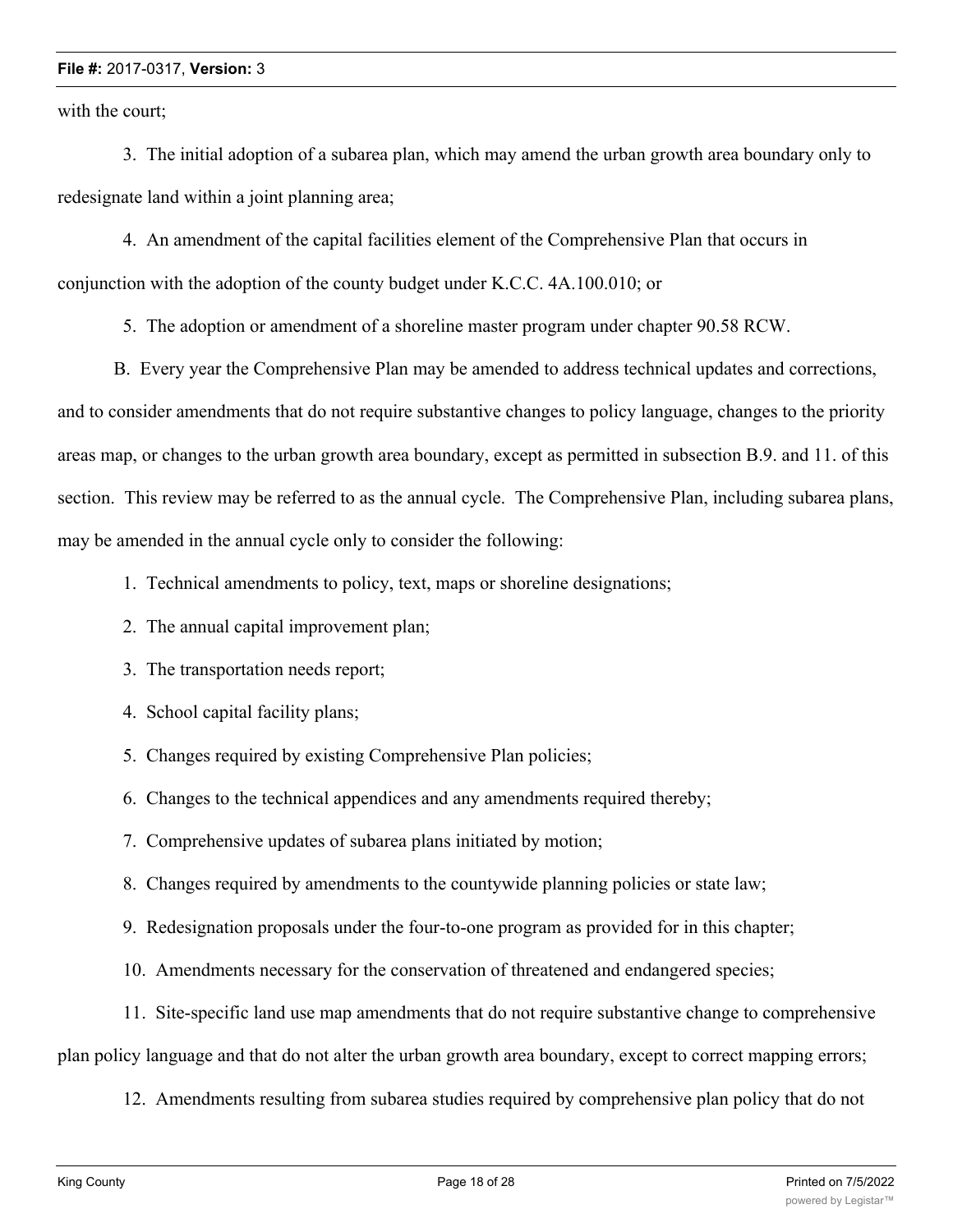with the court;

3. The initial adoption of a subarea plan, which may amend the urban growth area boundary only to redesignate land within a joint planning area;

4. An amendment of the capital facilities element of the Comprehensive Plan that occurs in conjunction with the adoption of the county budget under K.C.C. 4A.100.010; or

5. The adoption or amendment of a shoreline master program under chapter 90.58 RCW.

B. Every year the Comprehensive Plan may be amended to address technical updates and corrections, and to consider amendments that do not require substantive changes to policy language, changes to the priority areas map, or changes to the urban growth area boundary, except as permitted in subsection B.9. and 11. of this section. This review may be referred to as the annual cycle. The Comprehensive Plan, including subarea plans, may be amended in the annual cycle only to consider the following:

1. Technical amendments to policy, text, maps or shoreline designations;

2. The annual capital improvement plan;

3. The transportation needs report;

4. School capital facility plans;

5. Changes required by existing Comprehensive Plan policies;

6. Changes to the technical appendices and any amendments required thereby;

7. Comprehensive updates of subarea plans initiated by motion;

8. Changes required by amendments to the countywide planning policies or state law;

9. Redesignation proposals under the four-to-one program as provided for in this chapter;

10. Amendments necessary for the conservation of threatened and endangered species;

11. Site-specific land use map amendments that do not require substantive change to comprehensive plan policy language and that do not alter the urban growth area boundary, except to correct mapping errors;

12. Amendments resulting from subarea studies required by comprehensive plan policy that do not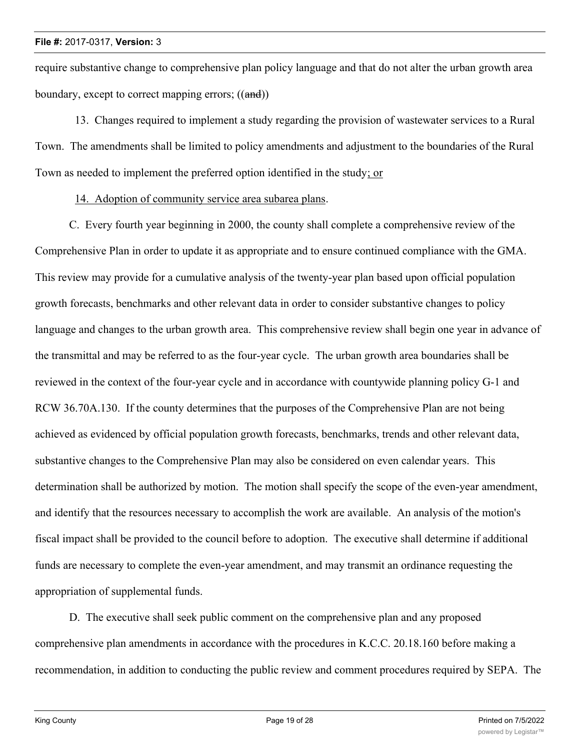require substantive change to comprehensive plan policy language and that do not alter the urban growth area boundary, except to correct mapping errors; ((~~and~~))

13. Changes required to implement a study regarding the provision of wastewater services to a Rural Town. The amendments shall be limited to policy amendments and adjustment to the boundaries of the Rural Town as needed to implement the preferred option identified in the study<u>; or</u>

<u>14. Adoption of community service area subarea plans</u>.

C. Every fourth year beginning in 2000, the county shall complete a comprehensive review of the Comprehensive Plan in order to update it as appropriate and to ensure continued compliance with the GMA. This review may provide for a cumulative analysis of the twenty-year plan based upon official population growth forecasts, benchmarks and other relevant data in order to consider substantive changes to policy language and changes to the urban growth area. This comprehensive review shall begin one year in advance of the transmittal and may be referred to as the four-year cycle. The urban growth area boundaries shall be reviewed in the context of the four-year cycle and in accordance with countywide planning policy G-1 and RCW 36.70A.130. If the county determines that the purposes of the Comprehensive Plan are not being achieved as evidenced by official population growth forecasts, benchmarks, trends and other relevant data, substantive changes to the Comprehensive Plan may also be considered on even calendar years. This determination shall be authorized by motion. The motion shall specify the scope of the even-year amendment, and identify that the resources necessary to accomplish the work are available. An analysis of the motion's fiscal impact shall be provided to the council before to adoption. The executive shall determine if additional funds are necessary to complete the even-year amendment, and may transmit an ordinance requesting the appropriation of supplemental funds.

D. The executive shall seek public comment on the comprehensive plan and any proposed comprehensive plan amendments in accordance with the procedures in K.C.C. 20.18.160 before making a recommendation, in addition to conducting the public review and comment procedures required by SEPA. The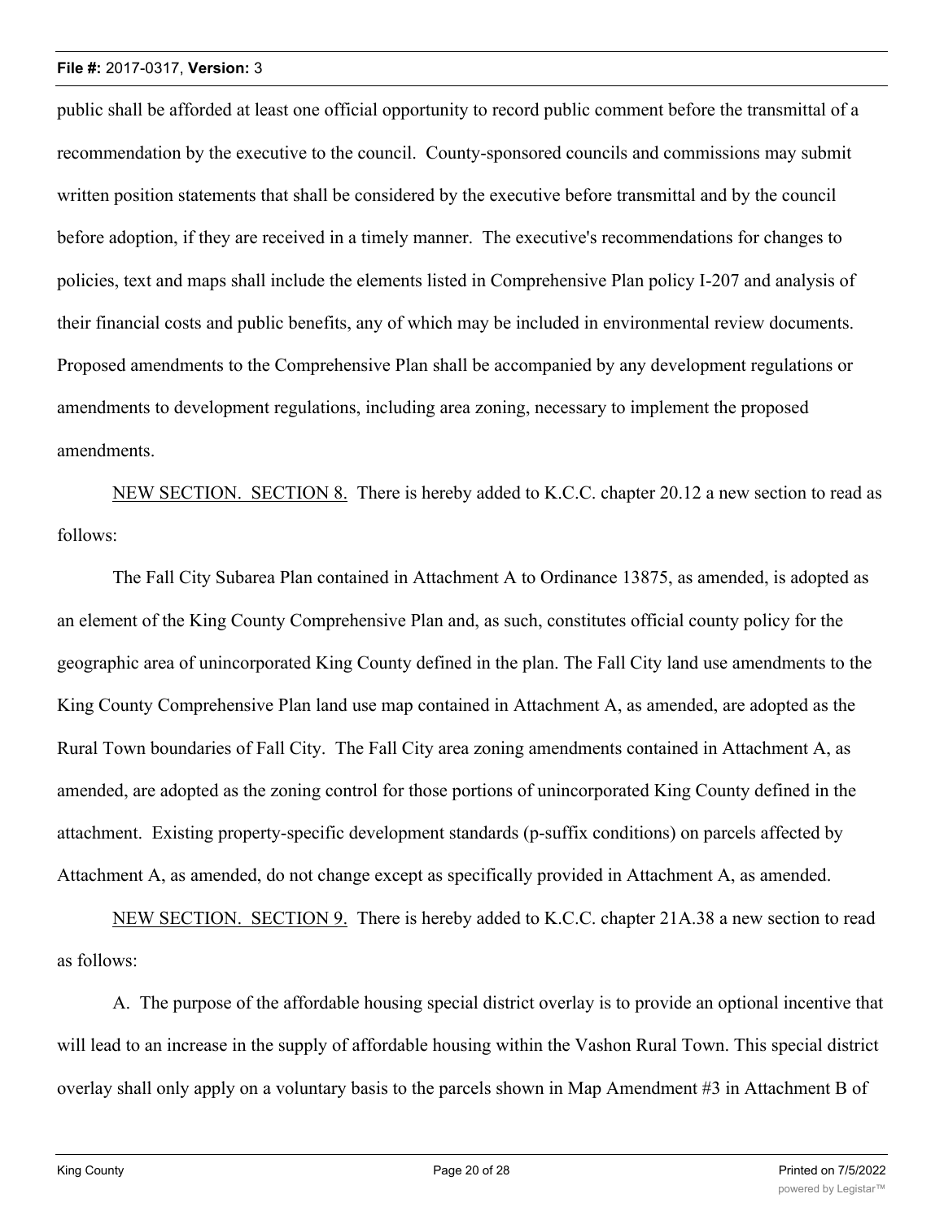public shall be afforded at least one official opportunity to record public comment before the transmittal of a recommendation by the executive to the council. County-sponsored councils and commissions may submit written position statements that shall be considered by the executive before transmittal and by the council before adoption, if they are received in a timely manner. The executive's recommendations for changes to policies, text and maps shall include the elements listed in Comprehensive Plan policy I-207 and analysis of their financial costs and public benefits, any of which may be included in environmental review documents. Proposed amendments to the Comprehensive Plan shall be accompanied by any development regulations or amendments to development regulations, including area zoning, necessary to implement the proposed amendments.

NEW SECTION. SECTION 8. There is hereby added to K.C.C. chapter 20.12 a new section to read as follows:

The Fall City Subarea Plan contained in Attachment A to Ordinance 13875, as amended, is adopted as an element of the King County Comprehensive Plan and, as such, constitutes official county policy for the geographic area of unincorporated King County defined in the plan. The Fall City land use amendments to the King County Comprehensive Plan land use map contained in Attachment A, as amended, are adopted as the Rural Town boundaries of Fall City. The Fall City area zoning amendments contained in Attachment A, as amended, are adopted as the zoning control for those portions of unincorporated King County defined in the attachment. Existing property-specific development standards (p-suffix conditions) on parcels affected by Attachment A, as amended, do not change except as specifically provided in Attachment A, as amended.

NEW SECTION. SECTION 9. There is hereby added to K.C.C. chapter 21A.38 a new section to read as follows:

A. The purpose of the affordable housing special district overlay is to provide an optional incentive that will lead to an increase in the supply of affordable housing within the Vashon Rural Town. This special district overlay shall only apply on a voluntary basis to the parcels shown in Map Amendment #3 in Attachment B of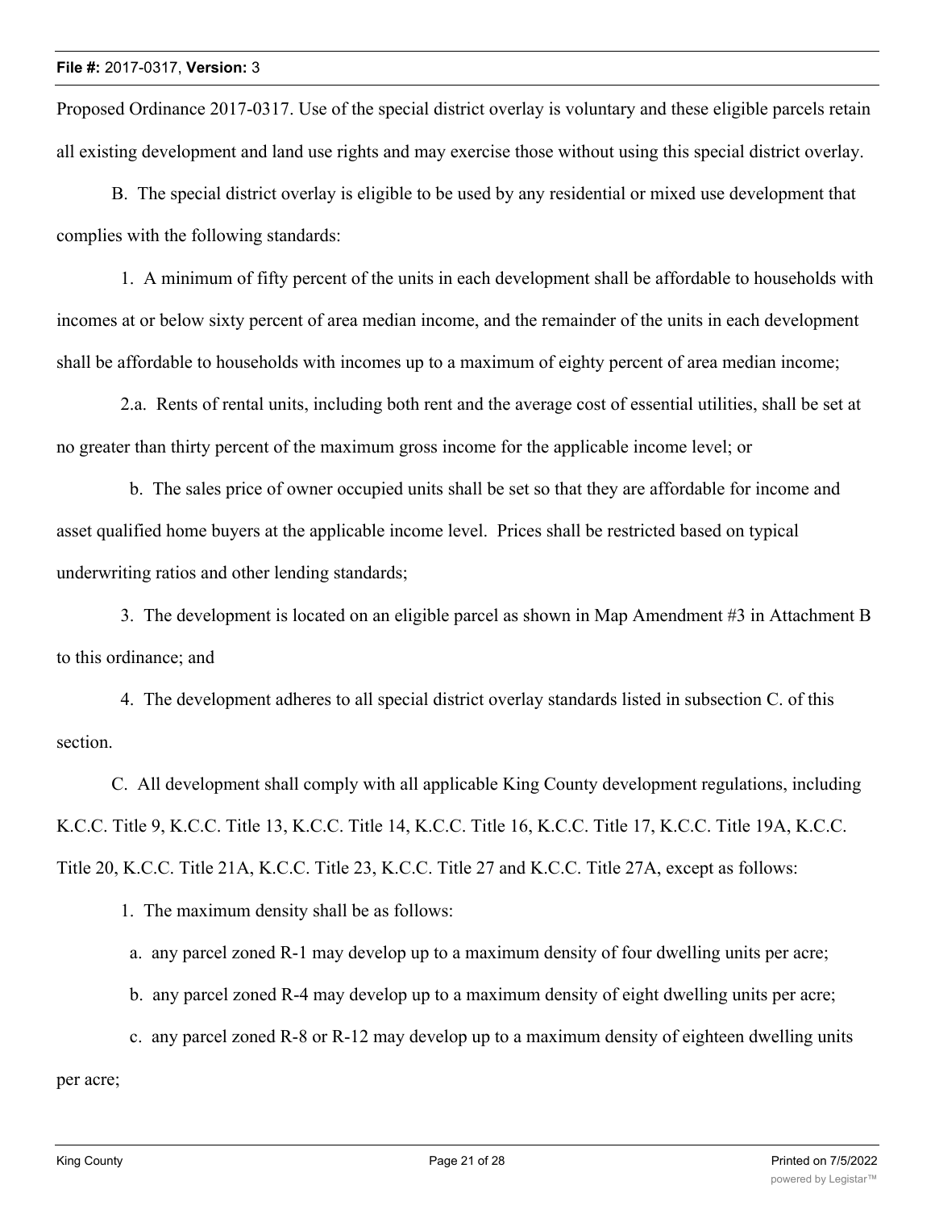Proposed Ordinance 2017-0317. Use of the special district overlay is voluntary and these eligible parcels retain all existing development and land use rights and may exercise those without using this special district overlay.

B. The special district overlay is eligible to be used by any residential or mixed use development that complies with the following standards:

1. A minimum of fifty percent of the units in each development shall be affordable to households with incomes at or below sixty percent of area median income, and the remainder of the units in each development shall be affordable to households with incomes up to a maximum of eighty percent of area median income;

2.a. Rents of rental units, including both rent and the average cost of essential utilities, shall be set at no greater than thirty percent of the maximum gross income for the applicable income level; or

b. The sales price of owner occupied units shall be set so that they are affordable for income and asset qualified home buyers at the applicable income level. Prices shall be restricted based on typical underwriting ratios and other lending standards;

3. The development is located on an eligible parcel as shown in Map Amendment #3 in Attachment B to this ordinance; and

4. The development adheres to all special district overlay standards listed in subsection C. of this section.

C. All development shall comply with all applicable King County development regulations, including K.C.C. Title 9, K.C.C. Title 13, K.C.C. Title 14, K.C.C. Title 16, K.C.C. Title 17, K.C.C. Title 19A, K.C.C. Title 20, K.C.C. Title 21A, K.C.C. Title 23, K.C.C. Title 27 and K.C.C. Title 27A, except as follows:

1. The maximum density shall be as follows:

a. any parcel zoned R-1 may develop up to a maximum density of four dwelling units per acre;

b. any parcel zoned R-4 may develop up to a maximum density of eight dwelling units per acre;

c. any parcel zoned R-8 or R-12 may develop up to a maximum density of eighteen dwelling units per acre;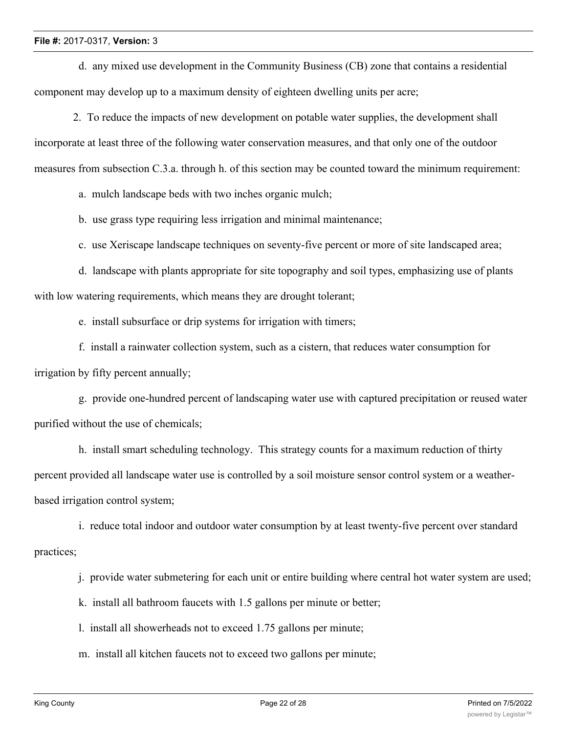d. any mixed use development in the Community Business (CB) zone that contains a residential component may develop up to a maximum density of eighteen dwelling units per acre;

2. To reduce the impacts of new development on potable water supplies, the development shall incorporate at least three of the following water conservation measures, and that only one of the outdoor measures from subsection C.3.a. through h. of this section may be counted toward the minimum requirement:

a. mulch landscape beds with two inches organic mulch;

b. use grass type requiring less irrigation and minimal maintenance;

c. use Xeriscape landscape techniques on seventy-five percent or more of site landscaped area;

d. landscape with plants appropriate for site topography and soil types, emphasizing use of plants with low watering requirements, which means they are drought tolerant;

e. install subsurface or drip systems for irrigation with timers;

f. install a rainwater collection system, such as a cistern, that reduces water consumption for irrigation by fifty percent annually;

g. provide one-hundred percent of landscaping water use with captured precipitation or reused water purified without the use of chemicals;

h. install smart scheduling technology. This strategy counts for a maximum reduction of thirty percent provided all landscape water use is controlled by a soil moisture sensor control system or a weather-based irrigation control system;

i. reduce total indoor and outdoor water consumption by at least twenty-five percent over standard practices;

j. provide water submetering for each unit or entire building where central hot water system are used;

k. install all bathroom faucets with 1.5 gallons per minute or better;

l. install all showerheads not to exceed 1.75 gallons per minute;

m. install all kitchen faucets not to exceed two gallons per minute;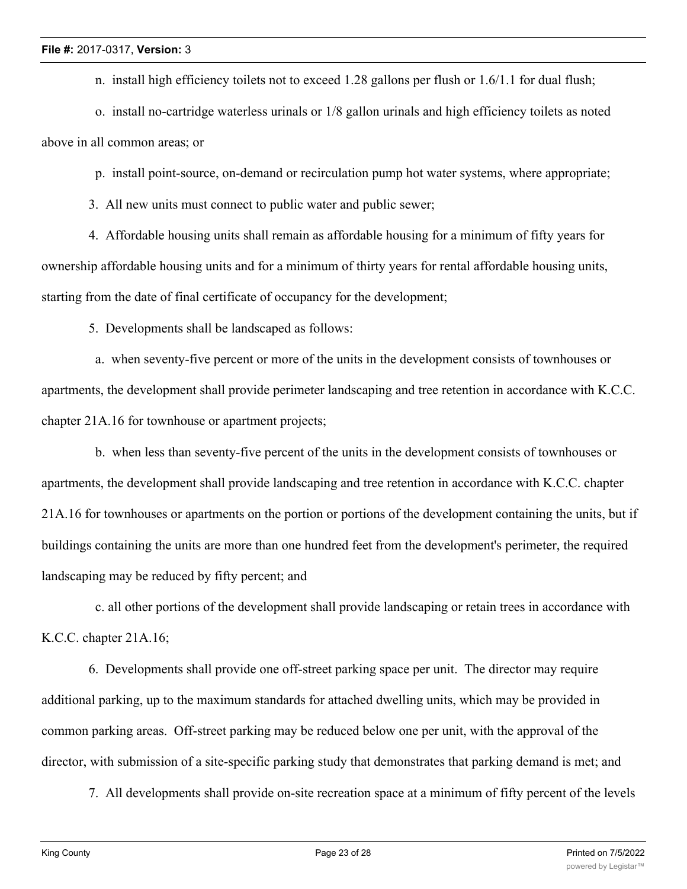n. install high efficiency toilets not to exceed 1.28 gallons per flush or 1.6/1.1 for dual flush;

o. install no-cartridge waterless urinals or 1/8 gallon urinals and high efficiency toilets as noted above in all common areas; or

p. install point-source, on-demand or recirculation pump hot water systems, where appropriate;

3. All new units must connect to public water and public sewer;

4. Affordable housing units shall remain as affordable housing for a minimum of fifty years for ownership affordable housing units and for a minimum of thirty years for rental affordable housing units, starting from the date of final certificate of occupancy for the development;

5. Developments shall be landscaped as follows:

a. when seventy-five percent or more of the units in the development consists of townhouses or apartments, the development shall provide perimeter landscaping and tree retention in accordance with K.C.C. chapter 21A.16 for townhouse or apartment projects;

b. when less than seventy-five percent of the units in the development consists of townhouses or apartments, the development shall provide landscaping and tree retention in accordance with K.C.C. chapter 21A.16 for townhouses or apartments on the portion or portions of the development containing the units, but if buildings containing the units are more than one hundred feet from the development's perimeter, the required landscaping may be reduced by fifty percent; and

c. all other portions of the development shall provide landscaping or retain trees in accordance with K.C.C. chapter 21A.16;

6. Developments shall provide one off-street parking space per unit. The director may require additional parking, up to the maximum standards for attached dwelling units, which may be provided in common parking areas. Off-street parking may be reduced below one per unit, with the approval of the director, with submission of a site-specific parking study that demonstrates that parking demand is met; and

7. All developments shall provide on-site recreation space at a minimum of fifty percent of the levels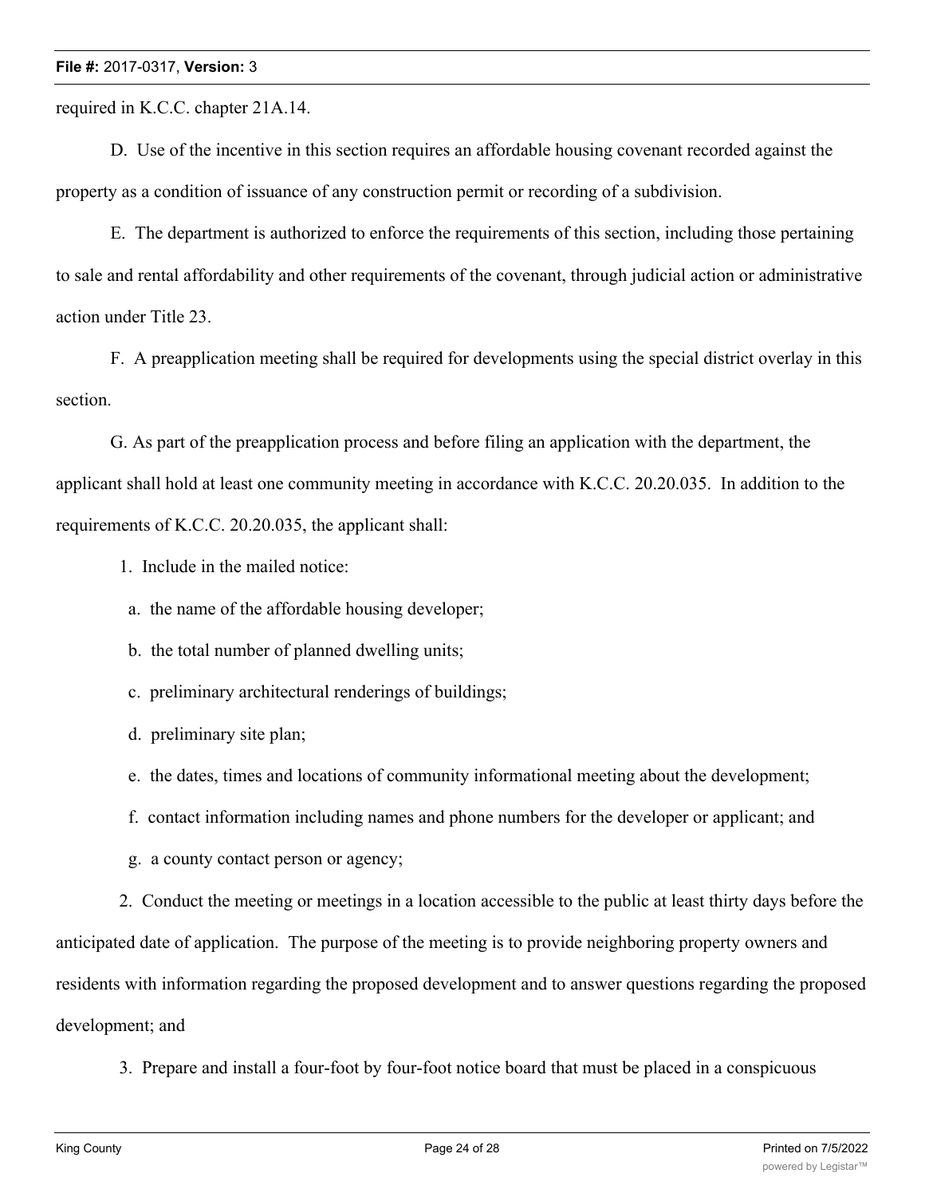required in K.C.C. chapter 21A.14.

D. Use of the incentive in this section requires an affordable housing covenant recorded against the property as a condition of issuance of any construction permit or recording of a subdivision.

E. The department is authorized to enforce the requirements of this section, including those pertaining to sale and rental affordability and other requirements of the covenant, through judicial action or administrative action under Title 23.

F. A preapplication meeting shall be required for developments using the special district overlay in this section.

G. As part of the preapplication process and before filing an application with the department, the applicant shall hold at least one community meeting in accordance with K.C.C. 20.20.035. In addition to the requirements of K.C.C. 20.20.035, the applicant shall:

1. Include in the mailed notice:

a. the name of the affordable housing developer;

b. the total number of planned dwelling units;

c. preliminary architectural renderings of buildings;

d. preliminary site plan;

e. the dates, times and locations of community informational meeting about the development;

f. contact information including names and phone numbers for the developer or applicant; and

g. a county contact person or agency;

2. Conduct the meeting or meetings in a location accessible to the public at least thirty days before the anticipated date of application. The purpose of the meeting is to provide neighboring property owners and residents with information regarding the proposed development and to answer questions regarding the proposed development; and

3. Prepare and install a four-foot by four-foot notice board that must be placed in a conspicuous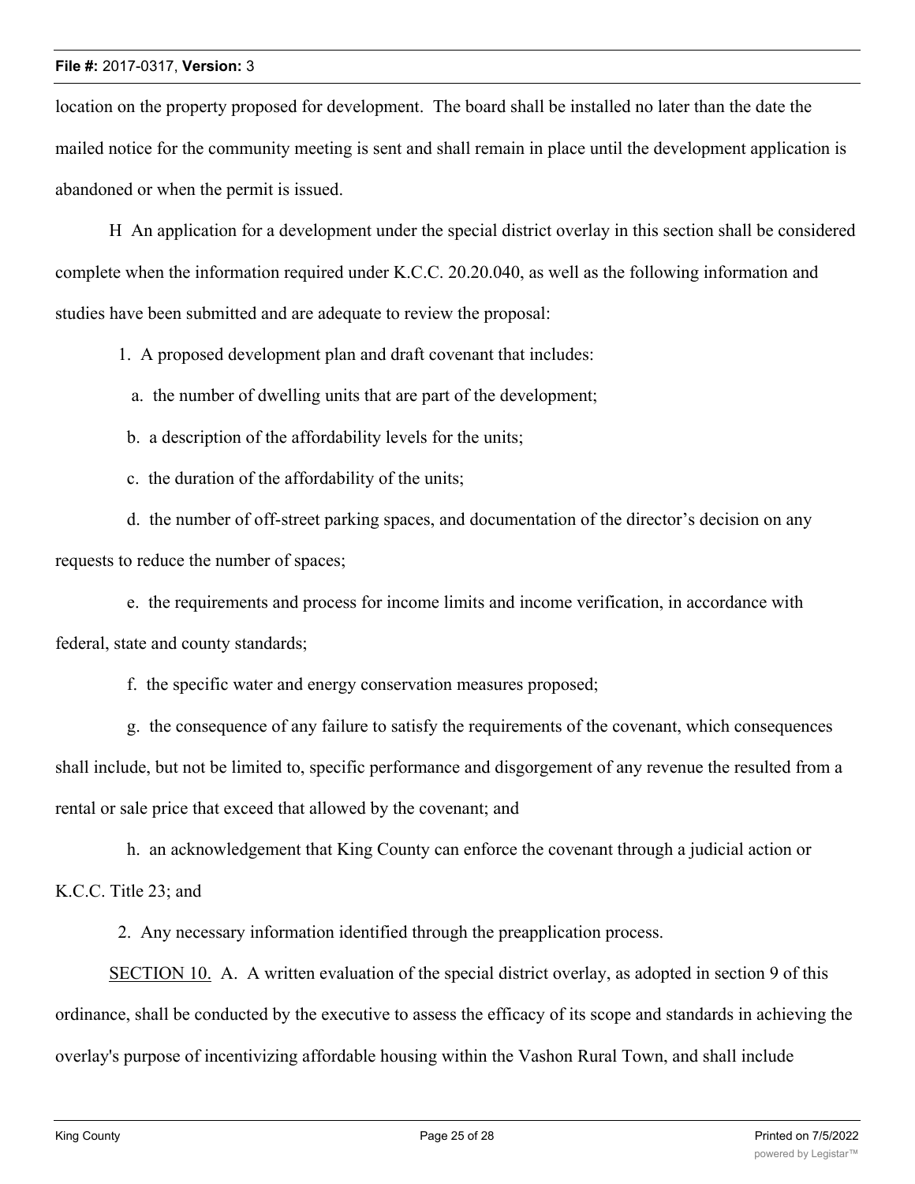location on the property proposed for development. The board shall be installed no later than the date the mailed notice for the community meeting is sent and shall remain in place until the development application is abandoned or when the permit is issued.

H An application for a development under the special district overlay in this section shall be considered complete when the information required under K.C.C. 20.20.040, as well as the following information and studies have been submitted and are adequate to review the proposal:

1. A proposed development plan and draft covenant that includes:

a. the number of dwelling units that are part of the development;

b. a description of the affordability levels for the units;

c. the duration of the affordability of the units;

d. the number of off-street parking spaces, and documentation of the director's decision on any requests to reduce the number of spaces;

e. the requirements and process for income limits and income verification, in accordance with federal, state and county standards;

f. the specific water and energy conservation measures proposed;

g. the consequence of any failure to satisfy the requirements of the covenant, which consequences shall include, but not be limited to, specific performance and disgorgement of any revenue the resulted from a rental or sale price that exceed that allowed by the covenant; and

h. an acknowledgement that King County can enforce the covenant through a judicial action or K.C.C. Title 23; and

2. Any necessary information identified through the preapplication process.

SECTION 10. A. A written evaluation of the special district overlay, as adopted in section 9 of this ordinance, shall be conducted by the executive to assess the efficacy of its scope and standards in achieving the overlay's purpose of incentivizing affordable housing within the Vashon Rural Town, and shall include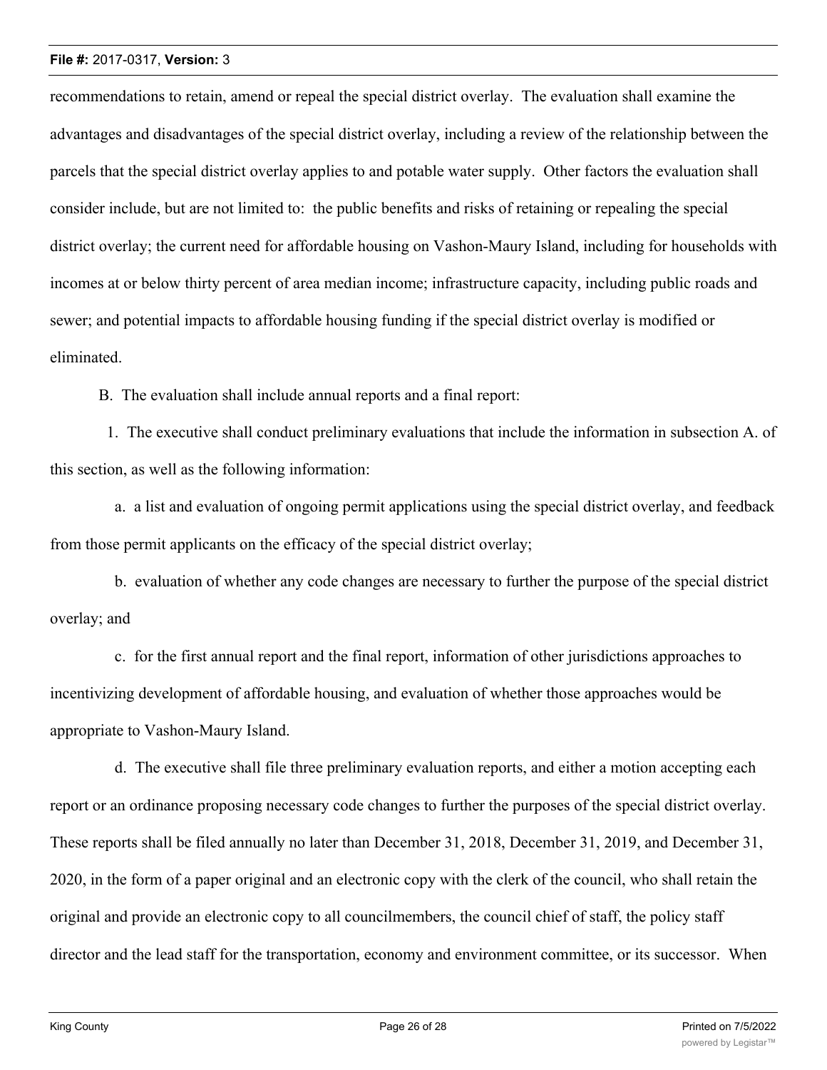recommendations to retain, amend or repeal the special district overlay. The evaluation shall examine the advantages and disadvantages of the special district overlay, including a review of the relationship between the parcels that the special district overlay applies to and potable water supply. Other factors the evaluation shall consider include, but are not limited to: the public benefits and risks of retaining or repealing the special district overlay; the current need for affordable housing on Vashon-Maury Island, including for households with incomes at or below thirty percent of area median income; infrastructure capacity, including public roads and sewer; and potential impacts to affordable housing funding if the special district overlay is modified or eliminated.

B. The evaluation shall include annual reports and a final report:

1. The executive shall conduct preliminary evaluations that include the information in subsection A. of this section, as well as the following information:

a. a list and evaluation of ongoing permit applications using the special district overlay, and feedback from those permit applicants on the efficacy of the special district overlay;

b. evaluation of whether any code changes are necessary to further the purpose of the special district overlay; and

c. for the first annual report and the final report, information of other jurisdictions approaches to incentivizing development of affordable housing, and evaluation of whether those approaches would be appropriate to Vashon-Maury Island.

d. The executive shall file three preliminary evaluation reports, and either a motion accepting each report or an ordinance proposing necessary code changes to further the purposes of the special district overlay. These reports shall be filed annually no later than December 31, 2018, December 31, 2019, and December 31, 2020, in the form of a paper original and an electronic copy with the clerk of the council, who shall retain the original and provide an electronic copy to all councilmembers, the council chief of staff, the policy staff director and the lead staff for the transportation, economy and environment committee, or its successor. When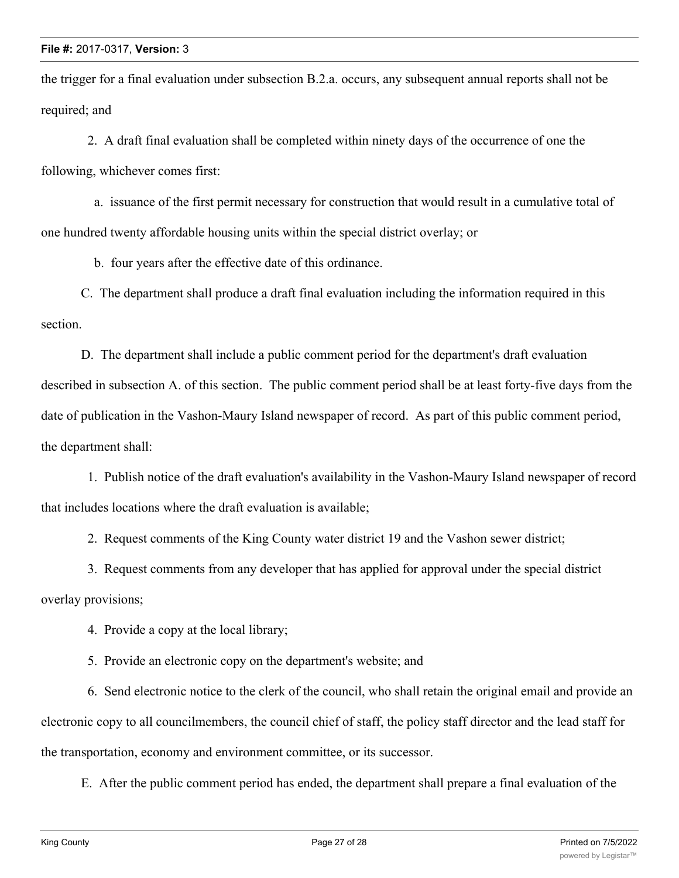the trigger for a final evaluation under subsection B.2.a. occurs, any subsequent annual reports shall not be required; and

2. A draft final evaluation shall be completed within ninety days of the occurrence of one the following, whichever comes first:

a. issuance of the first permit necessary for construction that would result in a cumulative total of one hundred twenty affordable housing units within the special district overlay; or

b. four years after the effective date of this ordinance.

C. The department shall produce a draft final evaluation including the information required in this section.

D. The department shall include a public comment period for the department's draft evaluation described in subsection A. of this section. The public comment period shall be at least forty-five days from the date of publication in the Vashon-Maury Island newspaper of record. As part of this public comment period, the department shall:

1. Publish notice of the draft evaluation's availability in the Vashon-Maury Island newspaper of record that includes locations where the draft evaluation is available;

2. Request comments of the King County water district 19 and the Vashon sewer district;

3. Request comments from any developer that has applied for approval under the special district overlay provisions;

4. Provide a copy at the local library;

5. Provide an electronic copy on the department's website; and

6. Send electronic notice to the clerk of the council, who shall retain the original email and provide an electronic copy to all councilmembers, the council chief of staff, the policy staff director and the lead staff for the transportation, economy and environment committee, or its successor.

E. After the public comment period has ended, the department shall prepare a final evaluation of the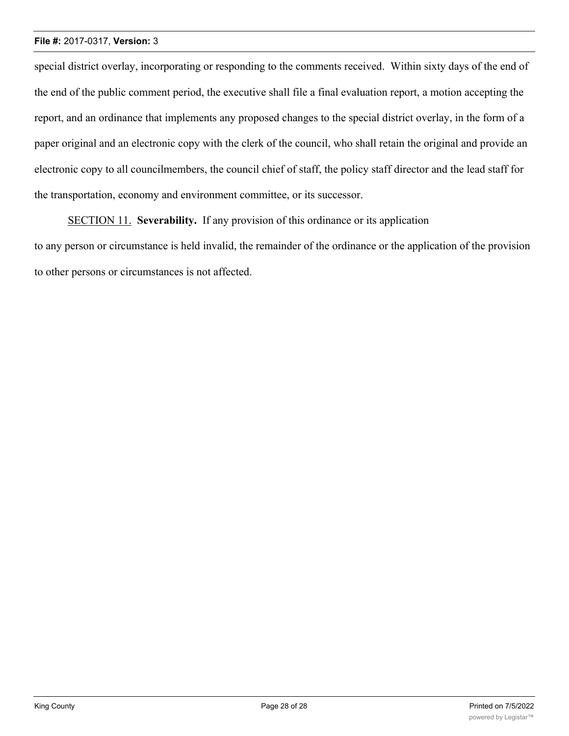special district overlay, incorporating or responding to the comments received. Within sixty days of the end of the end of the public comment period, the executive shall file a final evaluation report, a motion accepting the report, and an ordinance that implements any proposed changes to the special district overlay, in the form of a paper original and an electronic copy with the clerk of the council, who shall retain the original and provide an electronic copy to all councilmembers, the council chief of staff, the policy staff director and the lead staff for the transportation, economy and environment committee, or its successor.

SECTION 11. **Severability.** If any provision of this ordinance or its application to any person or circumstance is held invalid, the remainder of the ordinance or the application of the provision to other persons or circumstances is not affected.